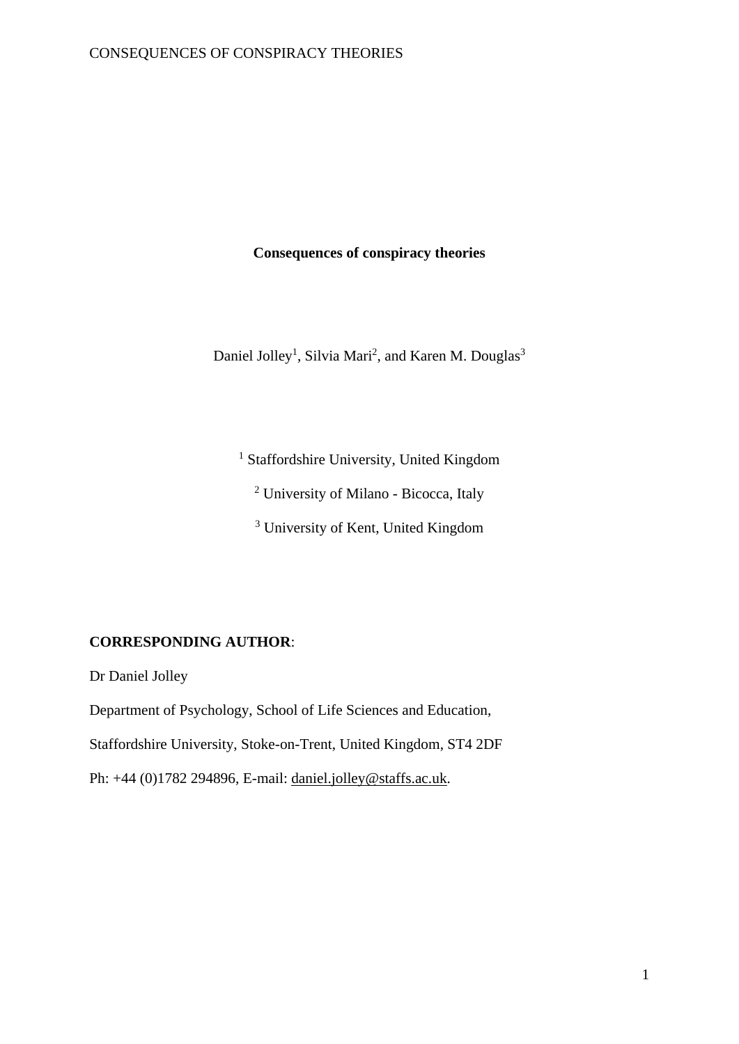# Consequences of conspiracy theories

Daniel Jolley[1], Silvia Mari[2], and Karen M. Douglas[3]

[1] Staffordshire University, United Kingdom

[2] University of Milano - Bicocca, Italy

[3] University of Kent, United Kingdom

**CORRESPONDING AUTHOR**:

Dr Daniel Jolley

Department of Psychology, School of Life Sciences and Education,

Staffordshire University, Stoke-on-Trent, United Kingdom, ST4 2DF

Ph: +44 (0)1782 294896, E-mail: daniel.jolley@staffs.ac.uk.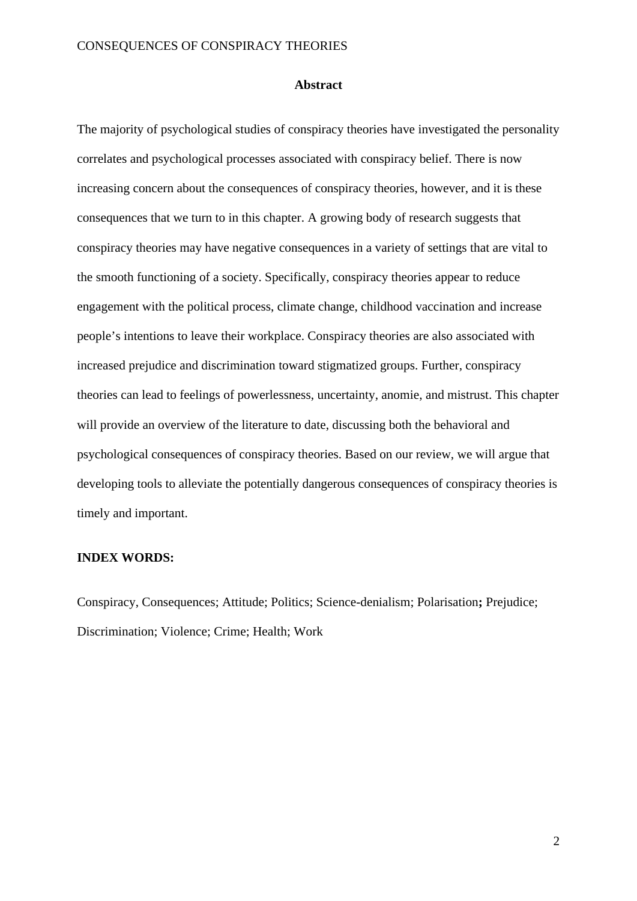## Abstract

The majority of psychological studies of conspiracy theories have investigated the personality correlates and psychological processes associated with conspiracy belief. There is now increasing concern about the consequences of conspiracy theories, however, and it is these consequences that we turn to in this chapter. A growing body of research suggests that conspiracy theories may have negative consequences in a variety of settings that are vital to the smooth functioning of a society. Specifically, conspiracy theories appear to reduce engagement with the political process, climate change, childhood vaccination and increase people's intentions to leave their workplace. Conspiracy theories are also associated with increased prejudice and discrimination toward stigmatized groups. Further, conspiracy theories can lead to feelings of powerlessness, uncertainty, anomie, and mistrust. This chapter will provide an overview of the literature to date, discussing both the behavioral and psychological consequences of conspiracy theories. Based on our review, we will argue that developing tools to alleviate the potentially dangerous consequences of conspiracy theories is timely and important.

**INDEX WORDS:**

Conspiracy, Consequences; Attitude; Politics; Science-denialism; Polarisation**;** Prejudice; Discrimination; Violence; Crime; Health; Work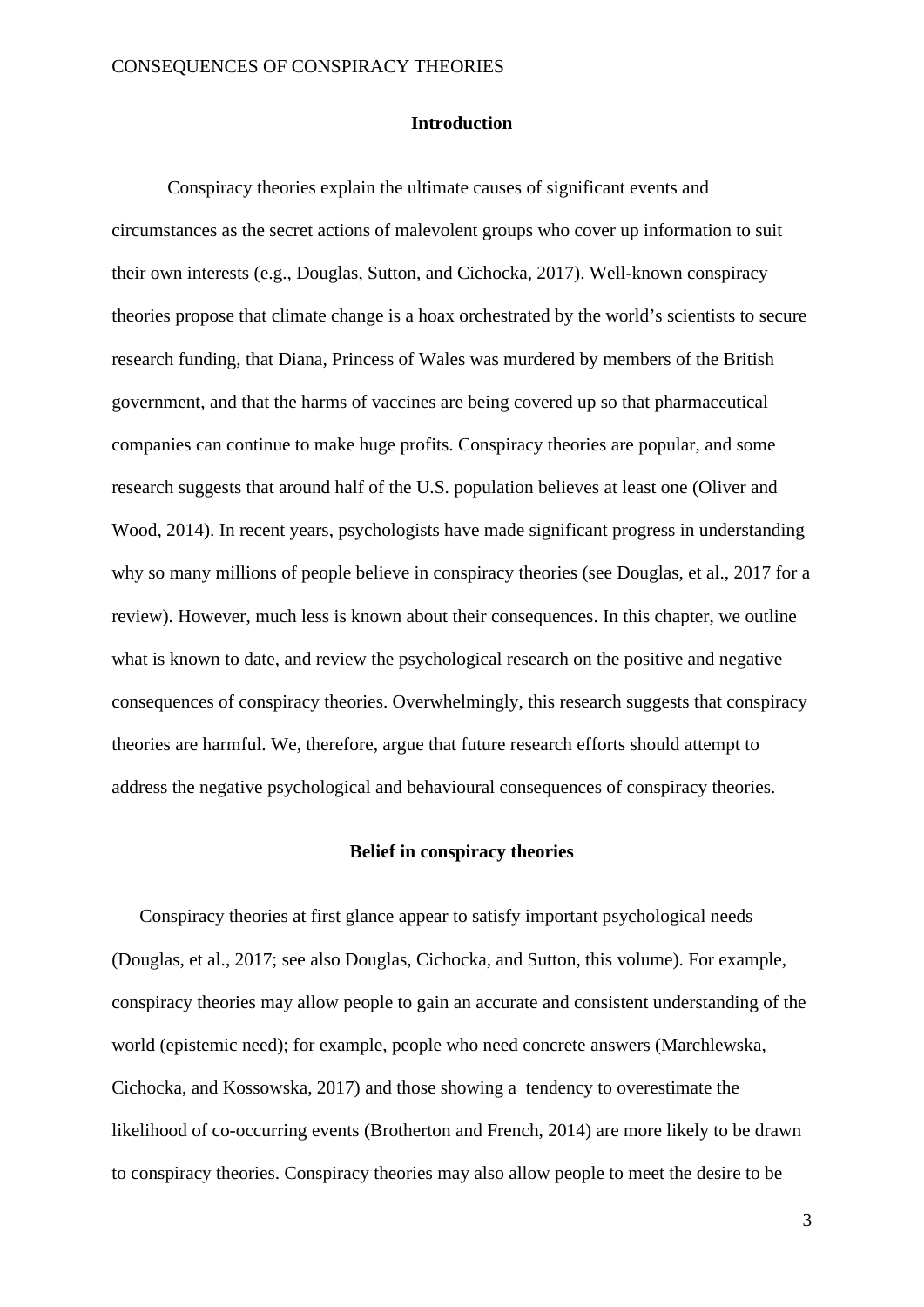## Introduction

Conspiracy theories explain the ultimate causes of significant events and circumstances as the secret actions of malevolent groups who cover up information to suit their own interests (e.g., Douglas, Sutton, and Cichocka, 2017). Well-known conspiracy theories propose that climate change is a hoax orchestrated by the world's scientists to secure research funding, that Diana, Princess of Wales was murdered by members of the British government, and that the harms of vaccines are being covered up so that pharmaceutical companies can continue to make huge profits. Conspiracy theories are popular, and some research suggests that around half of the U.S. population believes at least one (Oliver and Wood, 2014). In recent years, psychologists have made significant progress in understanding why so many millions of people believe in conspiracy theories (see Douglas, et al., 2017 for a review). However, much less is known about their consequences. In this chapter, we outline what is known to date, and review the psychological research on the positive and negative consequences of conspiracy theories. Overwhelmingly, this research suggests that conspiracy theories are harmful. We, therefore, argue that future research efforts should attempt to address the negative psychological and behavioural consequences of conspiracy theories.

## Belief in conspiracy theories

Conspiracy theories at first glance appear to satisfy important psychological needs (Douglas, et al., 2017; see also Douglas, Cichocka, and Sutton, this volume). For example, conspiracy theories may allow people to gain an accurate and consistent understanding of the world (epistemic need); for example, people who need concrete answers (Marchlewska, Cichocka, and Kossowska, 2017) and those showing a tendency to overestimate the likelihood of co-occurring events (Brotherton and French, 2014) are more likely to be drawn to conspiracy theories. Conspiracy theories may also allow people to meet the desire to be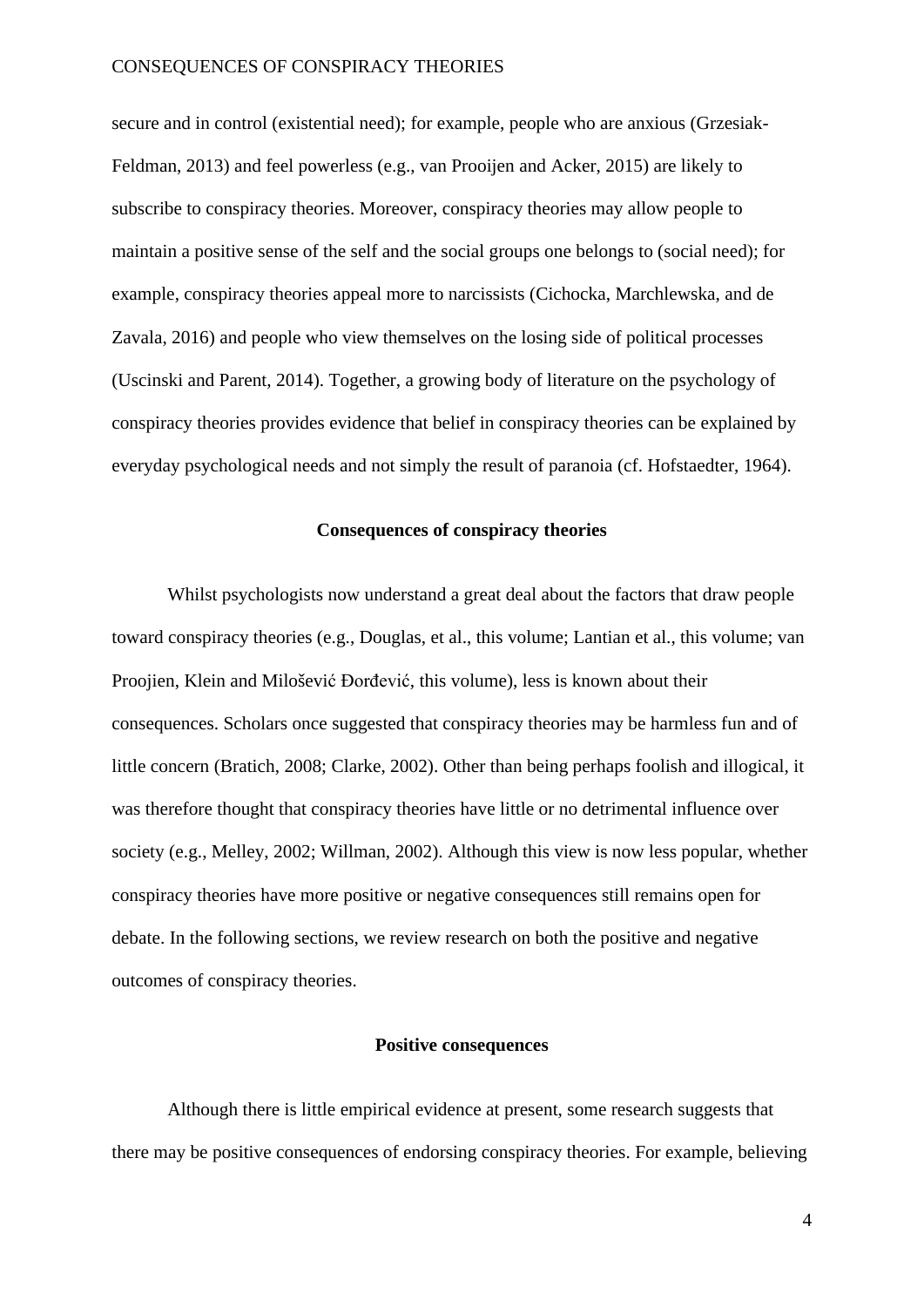secure and in control (existential need); for example, people who are anxious (Grzesiak-Feldman, 2013) and feel powerless (e.g., van Prooijen and Acker, 2015) are likely to subscribe to conspiracy theories. Moreover, conspiracy theories may allow people to maintain a positive sense of the self and the social groups one belongs to (social need); for example, conspiracy theories appeal more to narcissists (Cichocka, Marchlewska, and de Zavala, 2016) and people who view themselves on the losing side of political processes (Uscinski and Parent, 2014). Together, a growing body of literature on the psychology of conspiracy theories provides evidence that belief in conspiracy theories can be explained by everyday psychological needs and not simply the result of paranoia (cf. Hofstaedter, 1964).

## Consequences of conspiracy theories

Whilst psychologists now understand a great deal about the factors that draw people toward conspiracy theories (e.g., Douglas, et al., this volume; Lantian et al., this volume; van Proojien, Klein and Milošević Đorđević, this volume), less is known about their consequences. Scholars once suggested that conspiracy theories may be harmless fun and of little concern (Bratich, 2008; Clarke, 2002). Other than being perhaps foolish and illogical, it was therefore thought that conspiracy theories have little or no detrimental influence over society (e.g., Melley, 2002; Willman, 2002). Although this view is now less popular, whether conspiracy theories have more positive or negative consequences still remains open for debate. In the following sections, we review research on both the positive and negative outcomes of conspiracy theories.

### Positive consequences

Although there is little empirical evidence at present, some research suggests that there may be positive consequences of endorsing conspiracy theories. For example, believing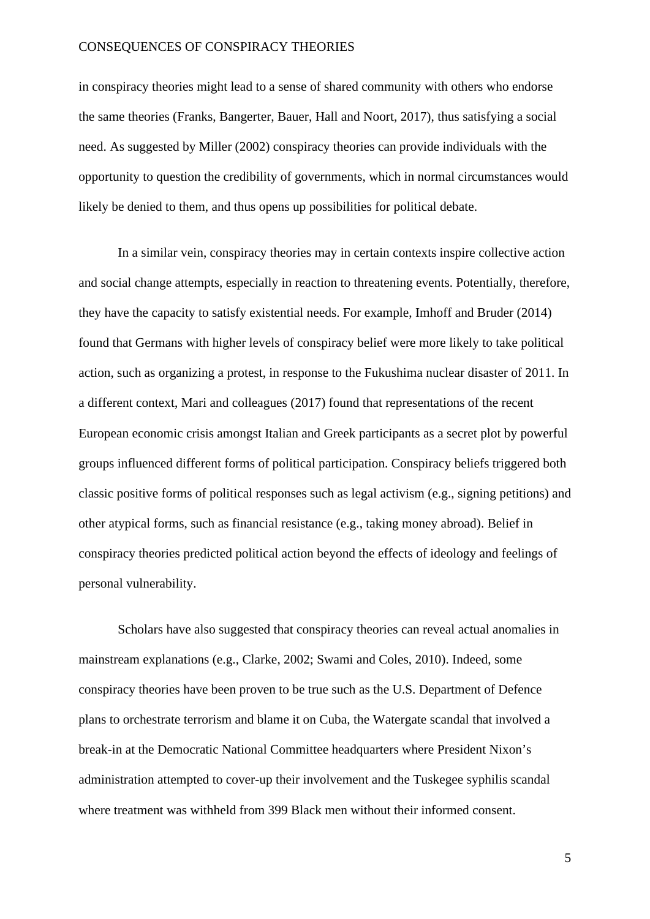in conspiracy theories might lead to a sense of shared community with others who endorse the same theories (Franks, Bangerter, Bauer, Hall and Noort, 2017), thus satisfying a social need. As suggested by Miller (2002) conspiracy theories can provide individuals with the opportunity to question the credibility of governments, which in normal circumstances would likely be denied to them, and thus opens up possibilities for political debate.

In a similar vein, conspiracy theories may in certain contexts inspire collective action and social change attempts, especially in reaction to threatening events. Potentially, therefore, they have the capacity to satisfy existential needs. For example, Imhoff and Bruder (2014) found that Germans with higher levels of conspiracy belief were more likely to take political action, such as organizing a protest, in response to the Fukushima nuclear disaster of 2011. In a different context, Mari and colleagues (2017) found that representations of the recent European economic crisis amongst Italian and Greek participants as a secret plot by powerful groups influenced different forms of political participation. Conspiracy beliefs triggered both classic positive forms of political responses such as legal activism (e.g., signing petitions) and other atypical forms, such as financial resistance (e.g., taking money abroad). Belief in conspiracy theories predicted political action beyond the effects of ideology and feelings of personal vulnerability.

Scholars have also suggested that conspiracy theories can reveal actual anomalies in mainstream explanations (e.g., Clarke, 2002; Swami and Coles, 2010). Indeed, some conspiracy theories have been proven to be true such as the U.S. Department of Defence plans to orchestrate terrorism and blame it on Cuba, the Watergate scandal that involved a break-in at the Democratic National Committee headquarters where President Nixon's administration attempted to cover-up their involvement and the Tuskegee syphilis scandal where treatment was withheld from 399 Black men without their informed consent.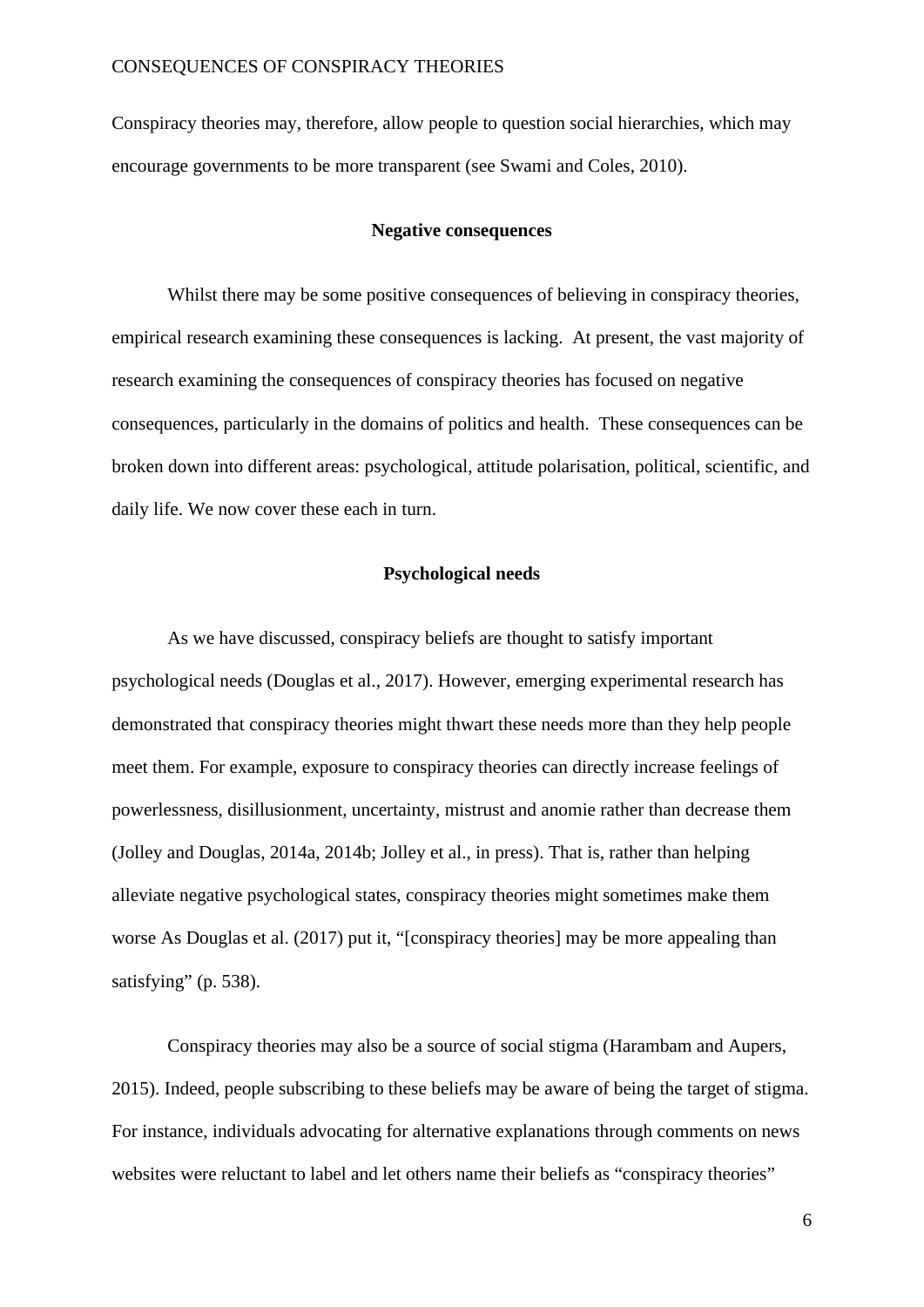Conspiracy theories may, therefore, allow people to question social hierarchies, which may encourage governments to be more transparent (see Swami and Coles, 2010).

## Negative consequences

Whilst there may be some positive consequences of believing in conspiracy theories, empirical research examining these consequences is lacking. At present, the vast majority of research examining the consequences of conspiracy theories has focused on negative consequences, particularly in the domains of politics and health. These consequences can be broken down into different areas: psychological, attitude polarisation, political, scientific, and daily life. We now cover these each in turn.

### Psychological needs

As we have discussed, conspiracy beliefs are thought to satisfy important psychological needs (Douglas et al., 2017). However, emerging experimental research has demonstrated that conspiracy theories might thwart these needs more than they help people meet them. For example, exposure to conspiracy theories can directly increase feelings of powerlessness, disillusionment, uncertainty, mistrust and anomie rather than decrease them (Jolley and Douglas, 2014a, 2014b; Jolley et al., in press). That is, rather than helping alleviate negative psychological states, conspiracy theories might sometimes make them worse As Douglas et al. (2017) put it, "[conspiracy theories] may be more appealing than satisfying" (p. 538).

Conspiracy theories may also be a source of social stigma (Harambam and Aupers, 2015). Indeed, people subscribing to these beliefs may be aware of being the target of stigma. For instance, individuals advocating for alternative explanations through comments on news websites were reluctant to label and let others name their beliefs as "conspiracy theories"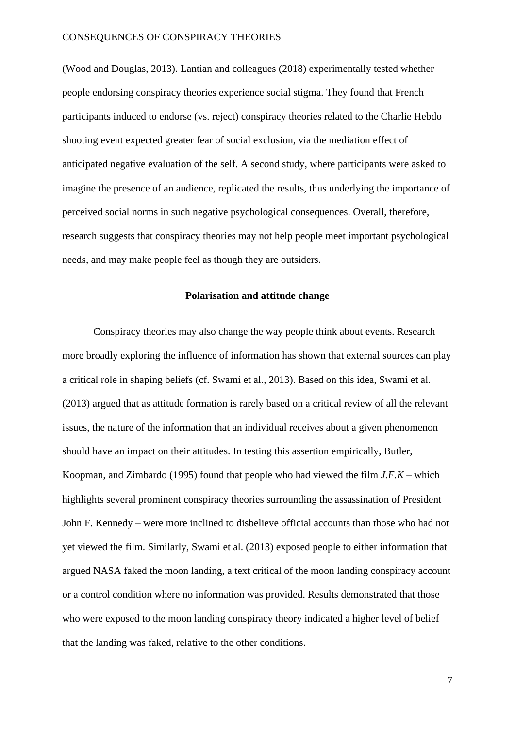(Wood and Douglas, 2013). Lantian and colleagues (2018) experimentally tested whether people endorsing conspiracy theories experience social stigma. They found that French participants induced to endorse (vs. reject) conspiracy theories related to the Charlie Hebdo shooting event expected greater fear of social exclusion, via the mediation effect of anticipated negative evaluation of the self. A second study, where participants were asked to imagine the presence of an audience, replicated the results, thus underlying the importance of perceived social norms in such negative psychological consequences. Overall, therefore, research suggests that conspiracy theories may not help people meet important psychological needs, and may make people feel as though they are outsiders.

## Polarisation and attitude change

Conspiracy theories may also change the way people think about events. Research more broadly exploring the influence of information has shown that external sources can play a critical role in shaping beliefs (cf. Swami et al., 2013). Based on this idea, Swami et al. (2013) argued that as attitude formation is rarely based on a critical review of all the relevant issues, the nature of the information that an individual receives about a given phenomenon should have an impact on their attitudes. In testing this assertion empirically, Butler, Koopman, and Zimbardo (1995) found that people who had viewed the film *J.F.K* – which highlights several prominent conspiracy theories surrounding the assassination of President John F. Kennedy – were more inclined to disbelieve official accounts than those who had not yet viewed the film. Similarly, Swami et al. (2013) exposed people to either information that argued NASA faked the moon landing, a text critical of the moon landing conspiracy account or a control condition where no information was provided. Results demonstrated that those who were exposed to the moon landing conspiracy theory indicated a higher level of belief that the landing was faked, relative to the other conditions.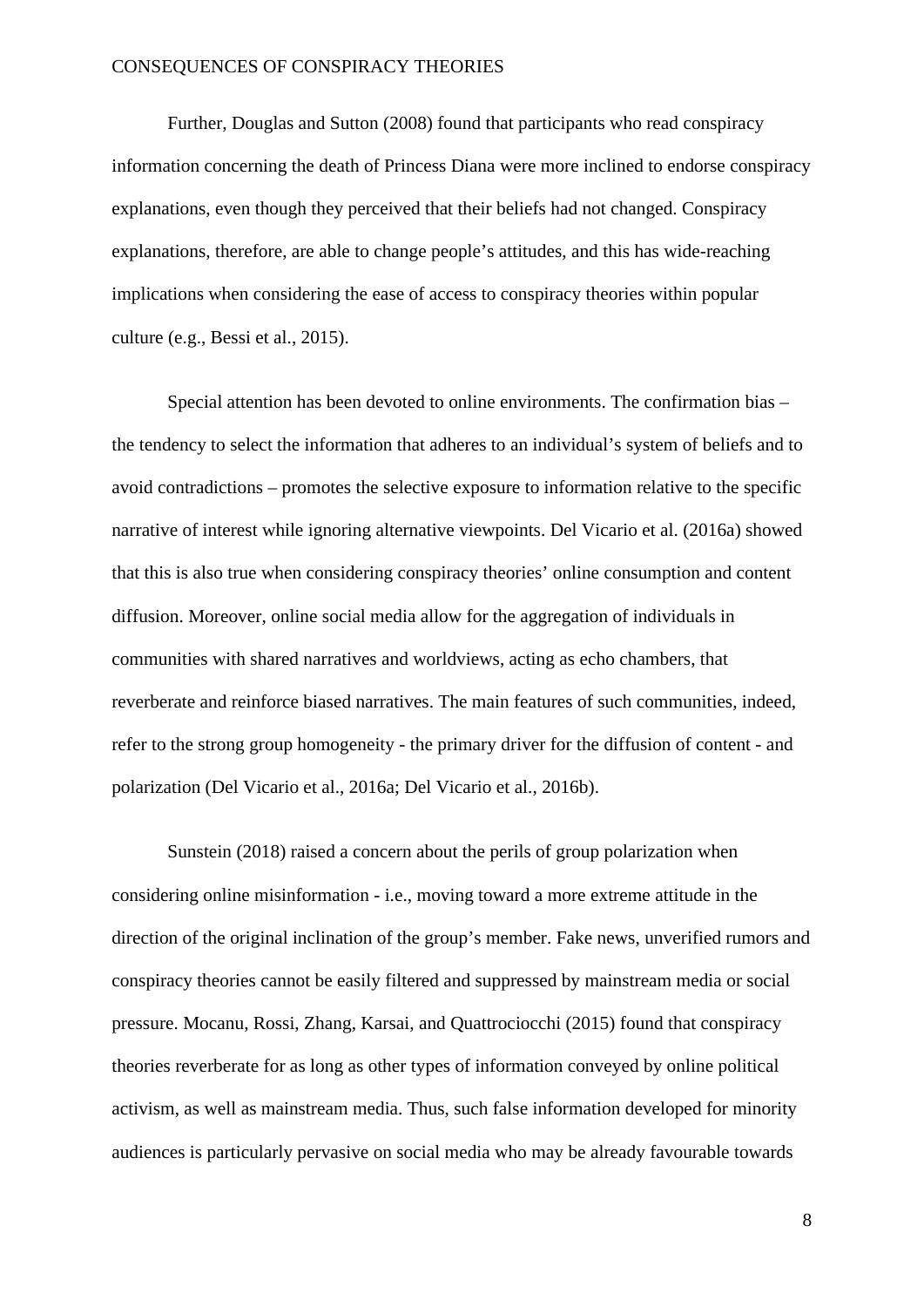Further, Douglas and Sutton (2008) found that participants who read conspiracy information concerning the death of Princess Diana were more inclined to endorse conspiracy explanations, even though they perceived that their beliefs had not changed. Conspiracy explanations, therefore, are able to change people's attitudes, and this has wide-reaching implications when considering the ease of access to conspiracy theories within popular culture (e.g., Bessi et al., 2015).

Special attention has been devoted to online environments. The confirmation bias – the tendency to select the information that adheres to an individual's system of beliefs and to avoid contradictions – promotes the selective exposure to information relative to the specific narrative of interest while ignoring alternative viewpoints. Del Vicario et al. (2016a) showed that this is also true when considering conspiracy theories' online consumption and content diffusion. Moreover, online social media allow for the aggregation of individuals in communities with shared narratives and worldviews, acting as echo chambers, that reverberate and reinforce biased narratives. The main features of such communities, indeed, refer to the strong group homogeneity - the primary driver for the diffusion of content - and polarization (Del Vicario et al., 2016a; Del Vicario et al., 2016b).

Sunstein (2018) raised a concern about the perils of group polarization when considering online misinformation - i.e., moving toward a more extreme attitude in the direction of the original inclination of the group's member. Fake news, unverified rumors and conspiracy theories cannot be easily filtered and suppressed by mainstream media or social pressure. Mocanu, Rossi, Zhang, Karsai, and Quattrociocchi (2015) found that conspiracy theories reverberate for as long as other types of information conveyed by online political activism, as well as mainstream media. Thus, such false information developed for minority audiences is particularly pervasive on social media who may be already favourable towards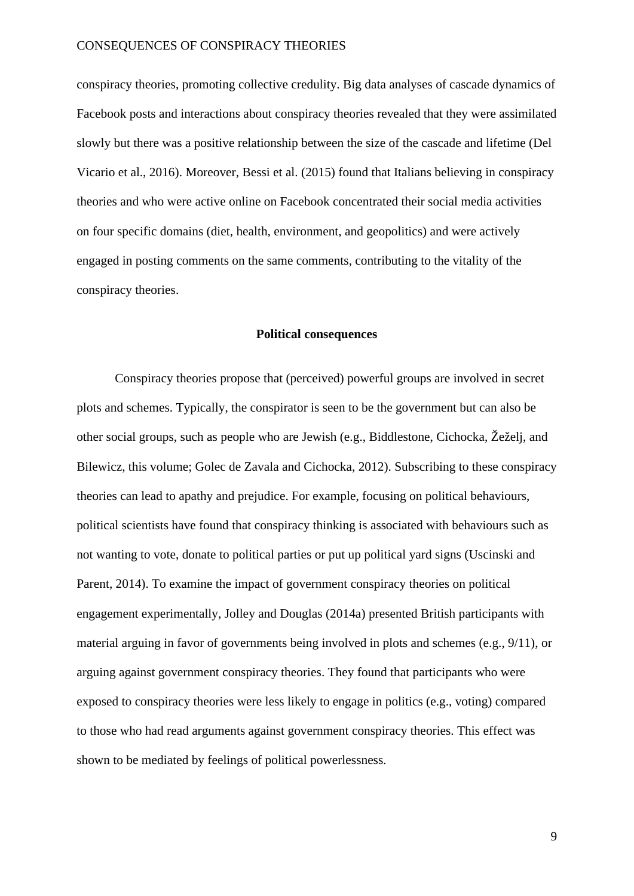conspiracy theories, promoting collective credulity. Big data analyses of cascade dynamics of Facebook posts and interactions about conspiracy theories revealed that they were assimilated slowly but there was a positive relationship between the size of the cascade and lifetime (Del Vicario et al., 2016). Moreover, Bessi et al. (2015) found that Italians believing in conspiracy theories and who were active online on Facebook concentrated their social media activities on four specific domains (diet, health, environment, and geopolitics) and were actively engaged in posting comments on the same comments, contributing to the vitality of the conspiracy theories.

## Political consequences

Conspiracy theories propose that (perceived) powerful groups are involved in secret plots and schemes. Typically, the conspirator is seen to be the government but can also be other social groups, such as people who are Jewish (e.g., Biddlestone, Cichocka, Žeželj, and Bilewicz, this volume; Golec de Zavala and Cichocka, 2012). Subscribing to these conspiracy theories can lead to apathy and prejudice. For example, focusing on political behaviours, political scientists have found that conspiracy thinking is associated with behaviours such as not wanting to vote, donate to political parties or put up political yard signs (Uscinski and Parent, 2014). To examine the impact of government conspiracy theories on political engagement experimentally, Jolley and Douglas (2014a) presented British participants with material arguing in favor of governments being involved in plots and schemes (e.g., 9/11), or arguing against government conspiracy theories. They found that participants who were exposed to conspiracy theories were less likely to engage in politics (e.g., voting) compared to those who had read arguments against government conspiracy theories. This effect was shown to be mediated by feelings of political powerlessness.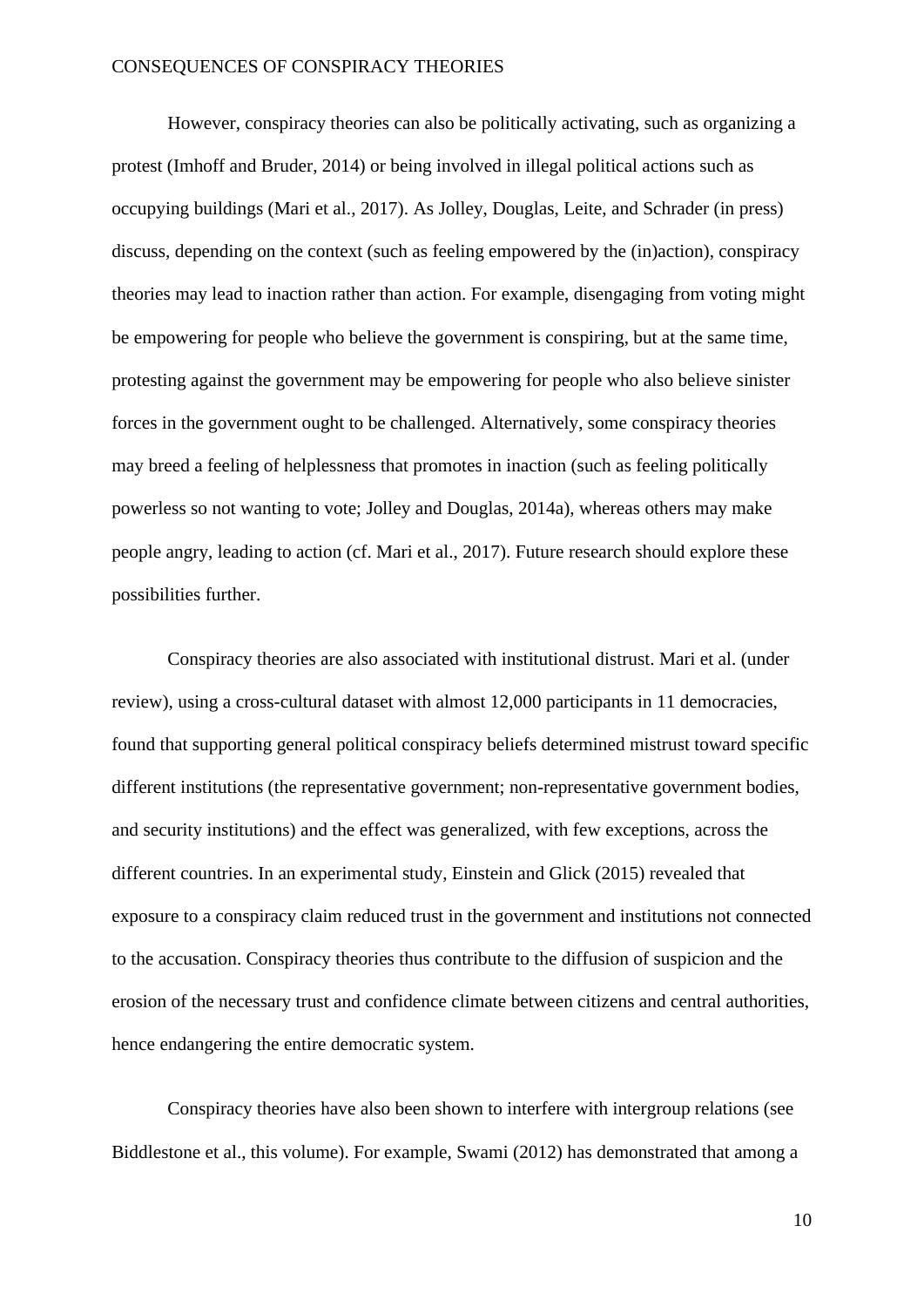However, conspiracy theories can also be politically activating, such as organizing a protest (Imhoff and Bruder, 2014) or being involved in illegal political actions such as occupying buildings (Mari et al., 2017). As Jolley, Douglas, Leite, and Schrader (in press) discuss, depending on the context (such as feeling empowered by the (in)action), conspiracy theories may lead to inaction rather than action. For example, disengaging from voting might be empowering for people who believe the government is conspiring, but at the same time, protesting against the government may be empowering for people who also believe sinister forces in the government ought to be challenged. Alternatively, some conspiracy theories may breed a feeling of helplessness that promotes in inaction (such as feeling politically powerless so not wanting to vote; Jolley and Douglas, 2014a), whereas others may make people angry, leading to action (cf. Mari et al., 2017). Future research should explore these possibilities further.

Conspiracy theories are also associated with institutional distrust. Mari et al. (under review), using a cross-cultural dataset with almost 12,000 participants in 11 democracies, found that supporting general political conspiracy beliefs determined mistrust toward specific different institutions (the representative government; non-representative government bodies, and security institutions) and the effect was generalized, with few exceptions, across the different countries. In an experimental study, Einstein and Glick (2015) revealed that exposure to a conspiracy claim reduced trust in the government and institutions not connected to the accusation. Conspiracy theories thus contribute to the diffusion of suspicion and the erosion of the necessary trust and confidence climate between citizens and central authorities, hence endangering the entire democratic system.

Conspiracy theories have also been shown to interfere with intergroup relations (see Biddlestone et al., this volume). For example, Swami (2012) has demonstrated that among a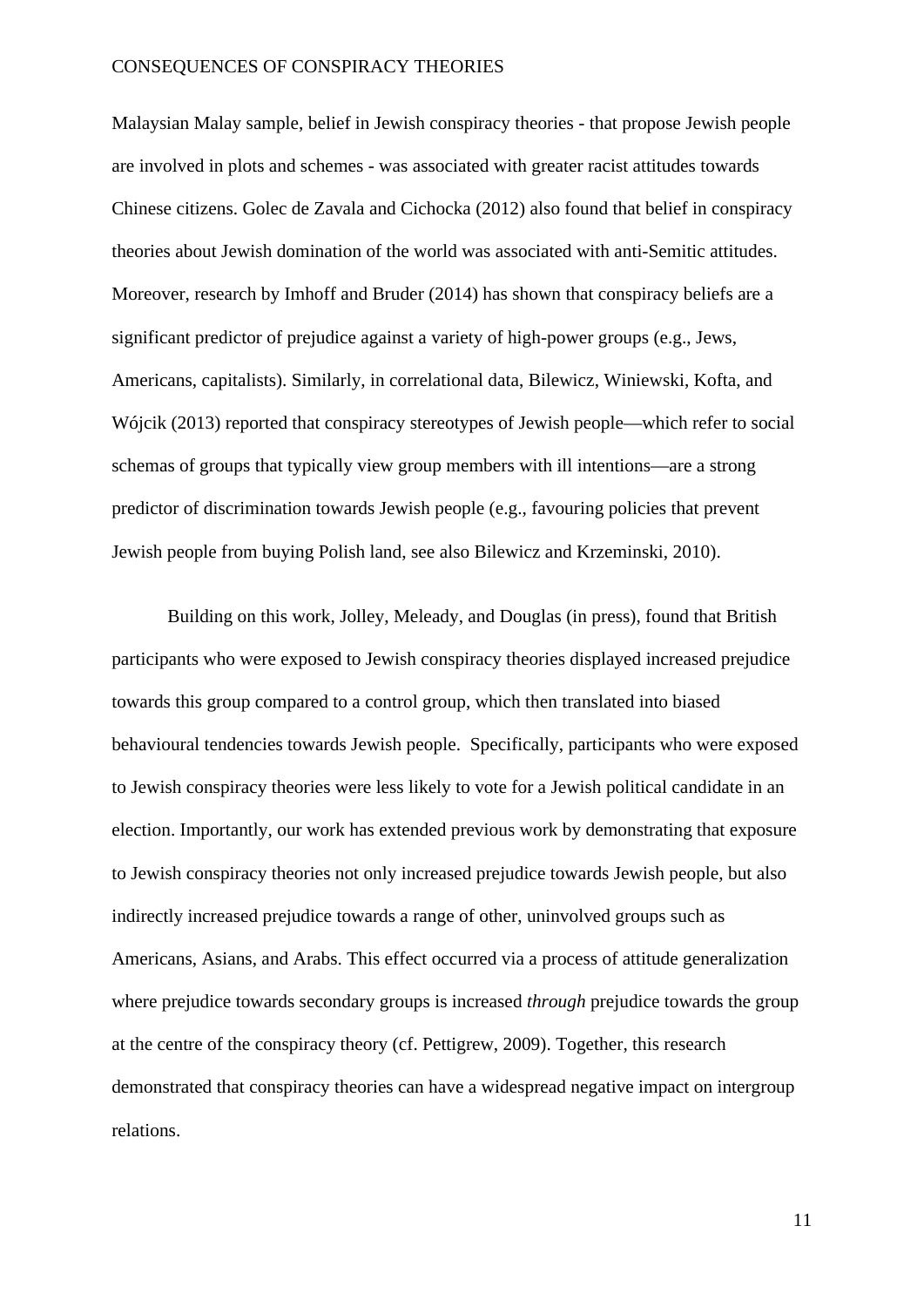Malaysian Malay sample, belief in Jewish conspiracy theories - that propose Jewish people are involved in plots and schemes - was associated with greater racist attitudes towards Chinese citizens. Golec de Zavala and Cichocka (2012) also found that belief in conspiracy theories about Jewish domination of the world was associated with anti-Semitic attitudes. Moreover, research by Imhoff and Bruder (2014) has shown that conspiracy beliefs are a significant predictor of prejudice against a variety of high-power groups (e.g., Jews, Americans, capitalists). Similarly, in correlational data, Bilewicz, Winiewski, Kofta, and Wójcik (2013) reported that conspiracy stereotypes of Jewish people—which refer to social schemas of groups that typically view group members with ill intentions—are a strong predictor of discrimination towards Jewish people (e.g., favouring policies that prevent Jewish people from buying Polish land, see also Bilewicz and Krzeminski, 2010).

Building on this work, Jolley, Meleady, and Douglas (in press), found that British participants who were exposed to Jewish conspiracy theories displayed increased prejudice towards this group compared to a control group, which then translated into biased behavioural tendencies towards Jewish people. Specifically, participants who were exposed to Jewish conspiracy theories were less likely to vote for a Jewish political candidate in an election. Importantly, our work has extended previous work by demonstrating that exposure to Jewish conspiracy theories not only increased prejudice towards Jewish people, but also indirectly increased prejudice towards a range of other, uninvolved groups such as Americans, Asians, and Arabs. This effect occurred via a process of attitude generalization where prejudice towards secondary groups is increased *through* prejudice towards the group at the centre of the conspiracy theory (cf. Pettigrew, 2009). Together, this research demonstrated that conspiracy theories can have a widespread negative impact on intergroup relations.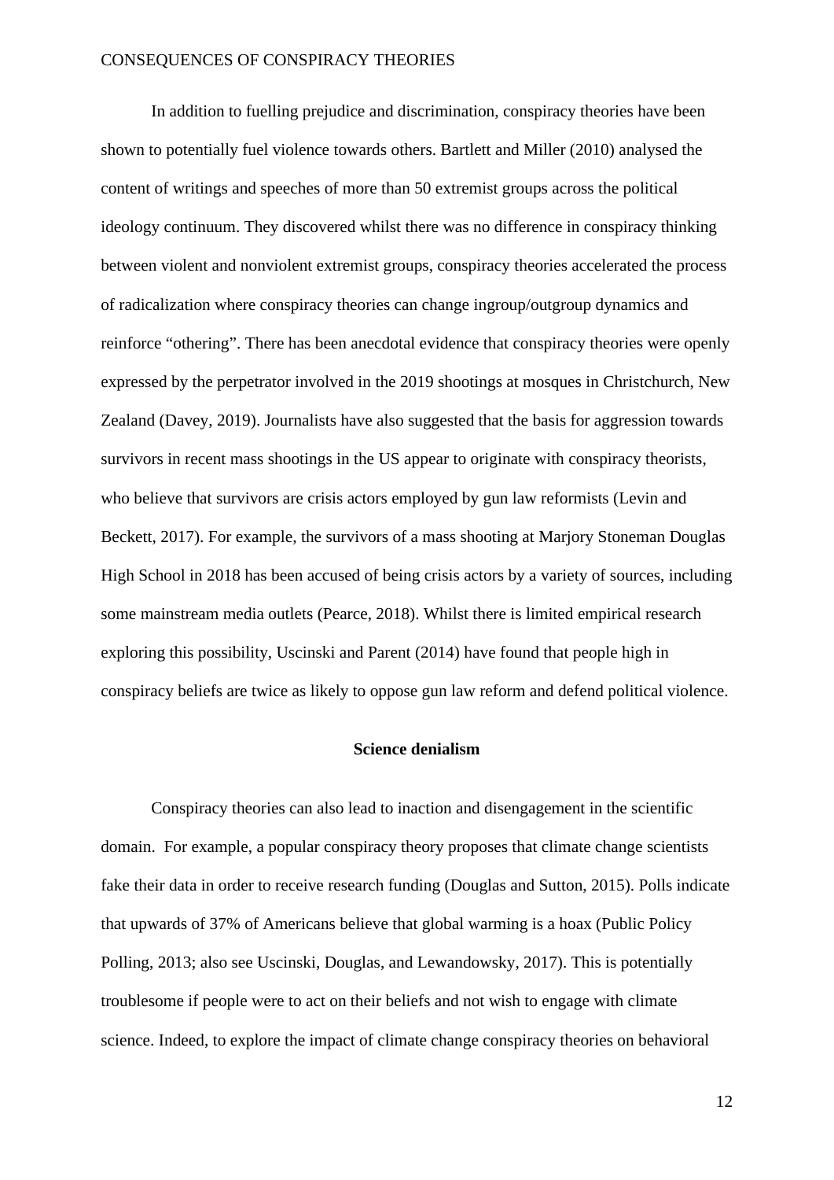In addition to fuelling prejudice and discrimination, conspiracy theories have been shown to potentially fuel violence towards others. Bartlett and Miller (2010) analysed the content of writings and speeches of more than 50 extremist groups across the political ideology continuum. They discovered whilst there was no difference in conspiracy thinking between violent and nonviolent extremist groups, conspiracy theories accelerated the process of radicalization where conspiracy theories can change ingroup/outgroup dynamics and reinforce "othering". There has been anecdotal evidence that conspiracy theories were openly expressed by the perpetrator involved in the 2019 shootings at mosques in Christchurch, New Zealand (Davey, 2019). Journalists have also suggested that the basis for aggression towards survivors in recent mass shootings in the US appear to originate with conspiracy theorists, who believe that survivors are crisis actors employed by gun law reformists (Levin and Beckett, 2017). For example, the survivors of a mass shooting at Marjory Stoneman Douglas High School in 2018 has been accused of being crisis actors by a variety of sources, including some mainstream media outlets (Pearce, 2018). Whilst there is limited empirical research exploring this possibility, Uscinski and Parent (2014) have found that people high in conspiracy beliefs are twice as likely to oppose gun law reform and defend political violence.

## Science denialism

Conspiracy theories can also lead to inaction and disengagement in the scientific domain. For example, a popular conspiracy theory proposes that climate change scientists fake their data in order to receive research funding (Douglas and Sutton, 2015). Polls indicate that upwards of 37% of Americans believe that global warming is a hoax (Public Policy Polling, 2013; also see Uscinski, Douglas, and Lewandowsky, 2017). This is potentially troublesome if people were to act on their beliefs and not wish to engage with climate science. Indeed, to explore the impact of climate change conspiracy theories on behavioral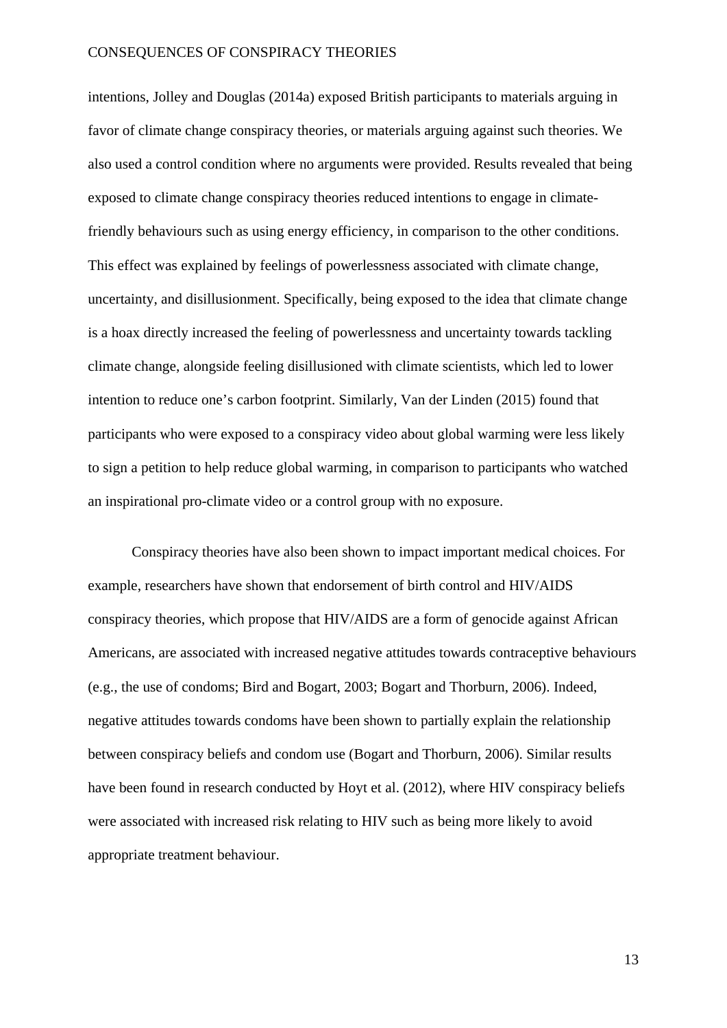intentions, Jolley and Douglas (2014a) exposed British participants to materials arguing in favor of climate change conspiracy theories, or materials arguing against such theories. We also used a control condition where no arguments were provided. Results revealed that being exposed to climate change conspiracy theories reduced intentions to engage in climate-friendly behaviours such as using energy efficiency, in comparison to the other conditions. This effect was explained by feelings of powerlessness associated with climate change, uncertainty, and disillusionment. Specifically, being exposed to the idea that climate change is a hoax directly increased the feeling of powerlessness and uncertainty towards tackling climate change, alongside feeling disillusioned with climate scientists, which led to lower intention to reduce one's carbon footprint. Similarly, Van der Linden (2015) found that participants who were exposed to a conspiracy video about global warming were less likely to sign a petition to help reduce global warming, in comparison to participants who watched an inspirational pro-climate video or a control group with no exposure.

Conspiracy theories have also been shown to impact important medical choices. For example, researchers have shown that endorsement of birth control and HIV/AIDS conspiracy theories, which propose that HIV/AIDS are a form of genocide against African Americans, are associated with increased negative attitudes towards contraceptive behaviours (e.g., the use of condoms; Bird and Bogart, 2003; Bogart and Thorburn, 2006). Indeed, negative attitudes towards condoms have been shown to partially explain the relationship between conspiracy beliefs and condom use (Bogart and Thorburn, 2006). Similar results have been found in research conducted by Hoyt et al. (2012), where HIV conspiracy beliefs were associated with increased risk relating to HIV such as being more likely to avoid appropriate treatment behaviour.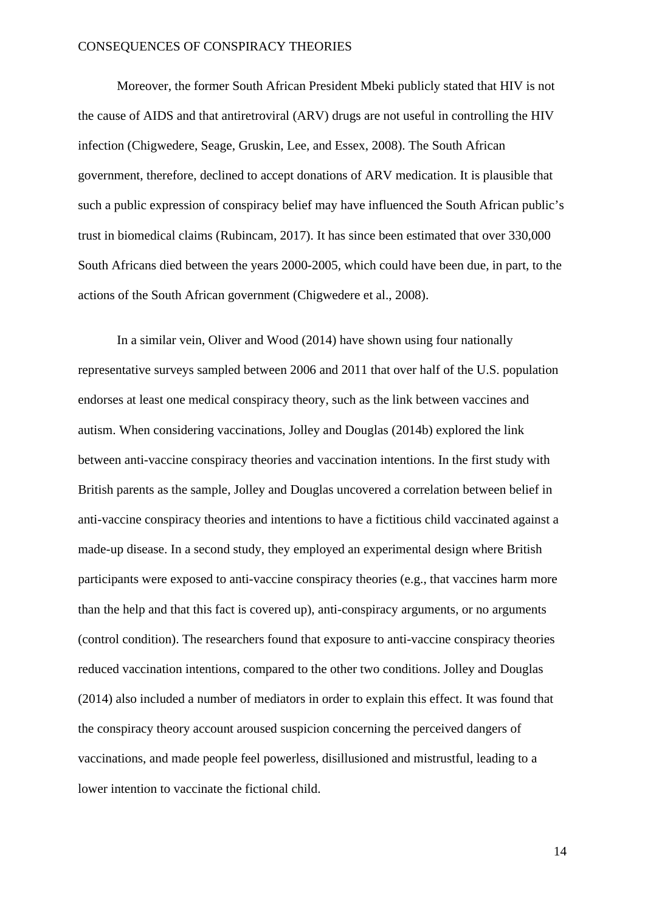Moreover, the former South African President Mbeki publicly stated that HIV is not the cause of AIDS and that antiretroviral (ARV) drugs are not useful in controlling the HIV infection (Chigwedere, Seage, Gruskin, Lee, and Essex, 2008). The South African government, therefore, declined to accept donations of ARV medication. It is plausible that such a public expression of conspiracy belief may have influenced the South African public's trust in biomedical claims (Rubincam, 2017). It has since been estimated that over 330,000 South Africans died between the years 2000-2005, which could have been due, in part, to the actions of the South African government (Chigwedere et al., 2008).

In a similar vein, Oliver and Wood (2014) have shown using four nationally representative surveys sampled between 2006 and 2011 that over half of the U.S. population endorses at least one medical conspiracy theory, such as the link between vaccines and autism. When considering vaccinations, Jolley and Douglas (2014b) explored the link between anti-vaccine conspiracy theories and vaccination intentions. In the first study with British parents as the sample, Jolley and Douglas uncovered a correlation between belief in anti-vaccine conspiracy theories and intentions to have a fictitious child vaccinated against a made-up disease. In a second study, they employed an experimental design where British participants were exposed to anti-vaccine conspiracy theories (e.g., that vaccines harm more than the help and that this fact is covered up), anti-conspiracy arguments, or no arguments (control condition). The researchers found that exposure to anti-vaccine conspiracy theories reduced vaccination intentions, compared to the other two conditions. Jolley and Douglas (2014) also included a number of mediators in order to explain this effect. It was found that the conspiracy theory account aroused suspicion concerning the perceived dangers of vaccinations, and made people feel powerless, disillusioned and mistrustful, leading to a lower intention to vaccinate the fictional child.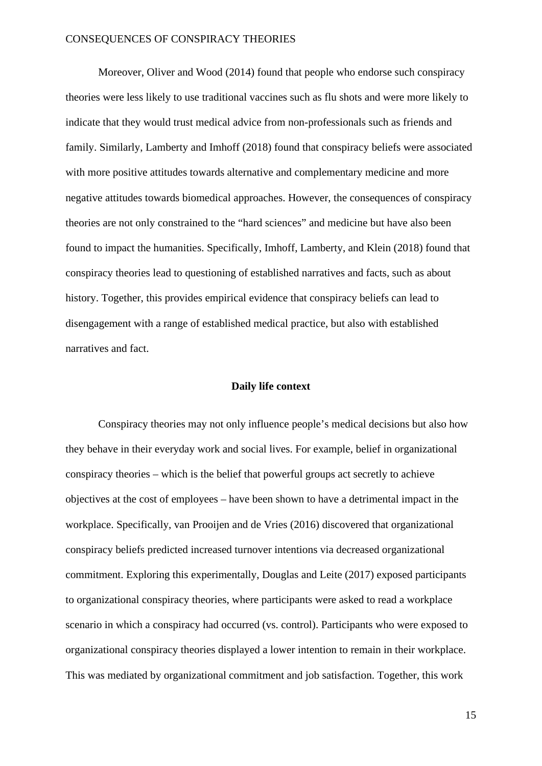Moreover, Oliver and Wood (2014) found that people who endorse such conspiracy theories were less likely to use traditional vaccines such as flu shots and were more likely to indicate that they would trust medical advice from non-professionals such as friends and family. Similarly, Lamberty and Imhoff (2018) found that conspiracy beliefs were associated with more positive attitudes towards alternative and complementary medicine and more negative attitudes towards biomedical approaches. However, the consequences of conspiracy theories are not only constrained to the "hard sciences" and medicine but have also been found to impact the humanities. Specifically, Imhoff, Lamberty, and Klein (2018) found that conspiracy theories lead to questioning of established narratives and facts, such as about history. Together, this provides empirical evidence that conspiracy beliefs can lead to disengagement with a range of established medical practice, but also with established narratives and fact.

## Daily life context

Conspiracy theories may not only influence people's medical decisions but also how they behave in their everyday work and social lives. For example, belief in organizational conspiracy theories – which is the belief that powerful groups act secretly to achieve objectives at the cost of employees – have been shown to have a detrimental impact in the workplace. Specifically, van Prooijen and de Vries (2016) discovered that organizational conspiracy beliefs predicted increased turnover intentions via decreased organizational commitment. Exploring this experimentally, Douglas and Leite (2017) exposed participants to organizational conspiracy theories, where participants were asked to read a workplace scenario in which a conspiracy had occurred (vs. control). Participants who were exposed to organizational conspiracy theories displayed a lower intention to remain in their workplace. This was mediated by organizational commitment and job satisfaction. Together, this work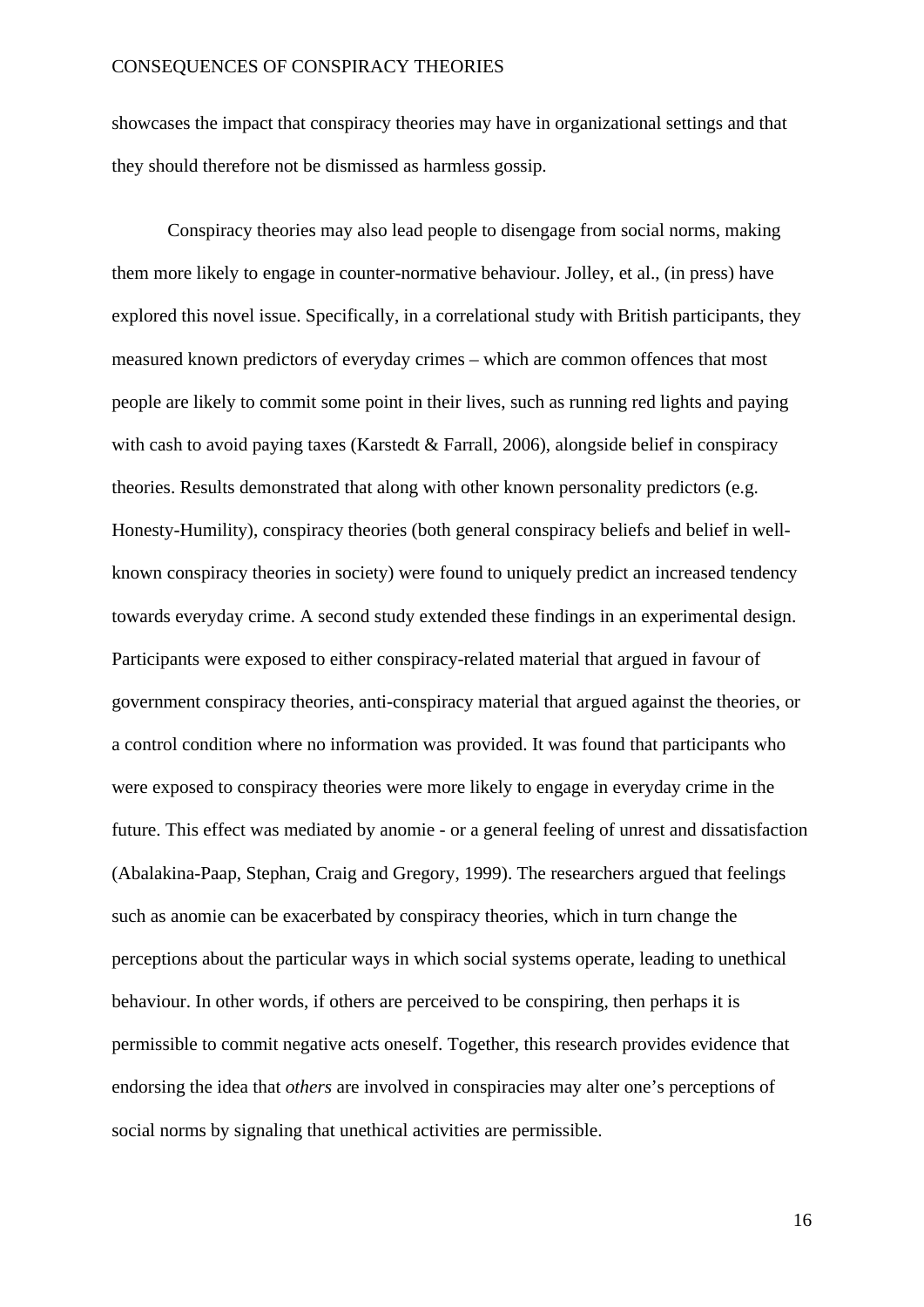showcases the impact that conspiracy theories may have in organizational settings and that they should therefore not be dismissed as harmless gossip.

Conspiracy theories may also lead people to disengage from social norms, making them more likely to engage in counter-normative behaviour. Jolley, et al., (in press) have explored this novel issue. Specifically, in a correlational study with British participants, they measured known predictors of everyday crimes – which are common offences that most people are likely to commit some point in their lives, such as running red lights and paying with cash to avoid paying taxes (Karstedt & Farrall, 2006), alongside belief in conspiracy theories. Results demonstrated that along with other known personality predictors (e.g. Honesty-Humility), conspiracy theories (both general conspiracy beliefs and belief in well-known conspiracy theories in society) were found to uniquely predict an increased tendency towards everyday crime. A second study extended these findings in an experimental design. Participants were exposed to either conspiracy-related material that argued in favour of government conspiracy theories, anti-conspiracy material that argued against the theories, or a control condition where no information was provided. It was found that participants who were exposed to conspiracy theories were more likely to engage in everyday crime in the future. This effect was mediated by anomie - or a general feeling of unrest and dissatisfaction (Abalakina-Paap, Stephan, Craig and Gregory, 1999). The researchers argued that feelings such as anomie can be exacerbated by conspiracy theories, which in turn change the perceptions about the particular ways in which social systems operate, leading to unethical behaviour. In other words, if others are perceived to be conspiring, then perhaps it is permissible to commit negative acts oneself. Together, this research provides evidence that endorsing the idea that *others* are involved in conspiracies may alter one's perceptions of social norms by signaling that unethical activities are permissible.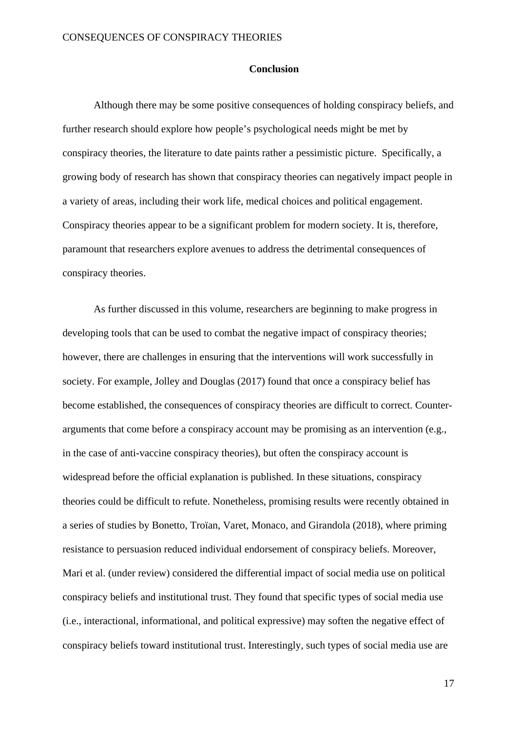## Conclusion

Although there may be some positive consequences of holding conspiracy beliefs, and further research should explore how people's psychological needs might be met by conspiracy theories, the literature to date paints rather a pessimistic picture. Specifically, a growing body of research has shown that conspiracy theories can negatively impact people in a variety of areas, including their work life, medical choices and political engagement. Conspiracy theories appear to be a significant problem for modern society. It is, therefore, paramount that researchers explore avenues to address the detrimental consequences of conspiracy theories.

As further discussed in this volume, researchers are beginning to make progress in developing tools that can be used to combat the negative impact of conspiracy theories; however, there are challenges in ensuring that the interventions will work successfully in society. For example, Jolley and Douglas (2017) found that once a conspiracy belief has become established, the consequences of conspiracy theories are difficult to correct. Counter-arguments that come before a conspiracy account may be promising as an intervention (e.g., in the case of anti-vaccine conspiracy theories), but often the conspiracy account is widespread before the official explanation is published. In these situations, conspiracy theories could be difficult to refute. Nonetheless, promising results were recently obtained in a series of studies by Bonetto, Troïan, Varet, Monaco, and Girandola (2018), where priming resistance to persuasion reduced individual endorsement of conspiracy beliefs. Moreover, Mari et al. (under review) considered the differential impact of social media use on political conspiracy beliefs and institutional trust. They found that specific types of social media use (i.e., interactional, informational, and political expressive) may soften the negative effect of conspiracy beliefs toward institutional trust. Interestingly, such types of social media use are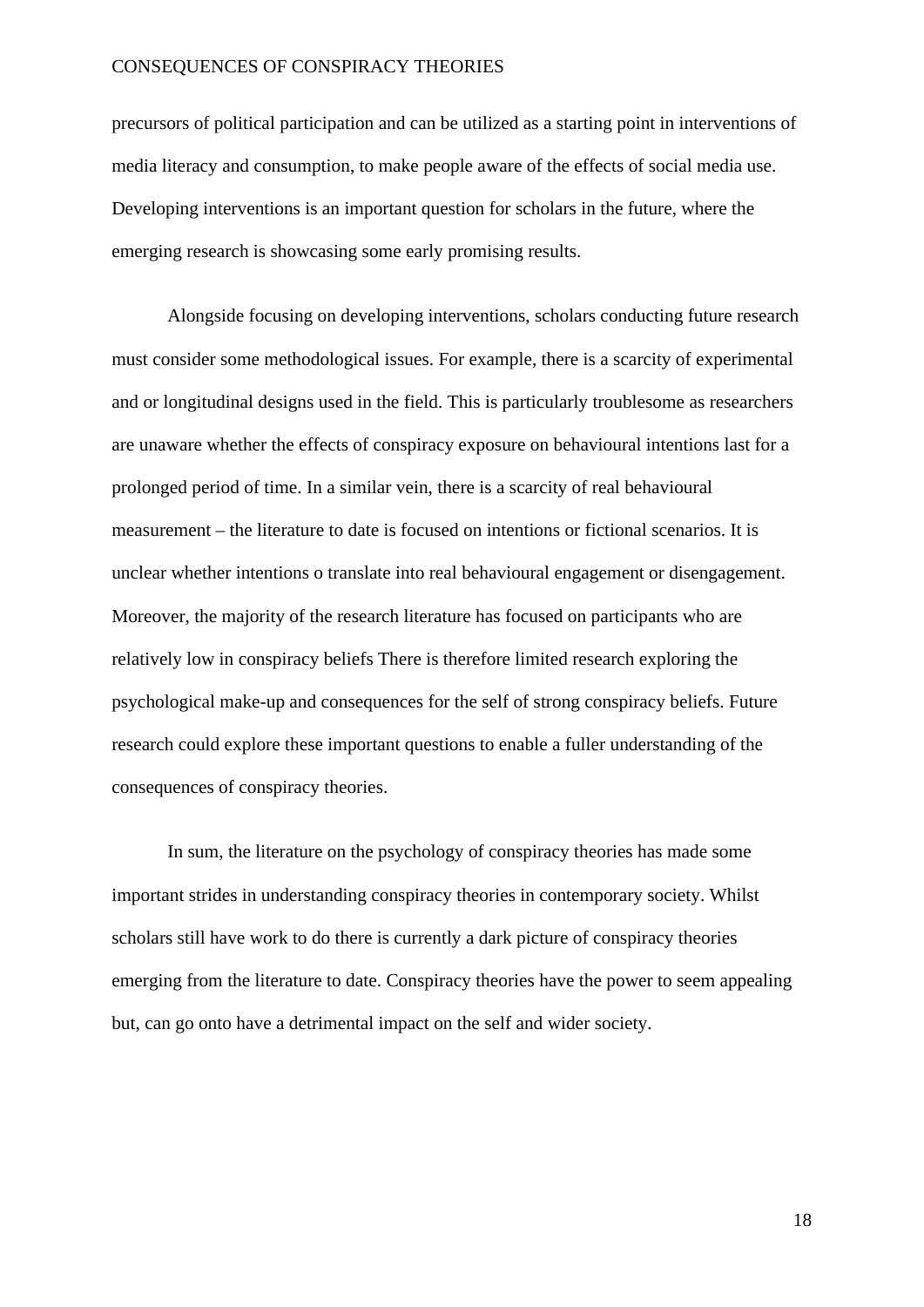precursors of political participation and can be utilized as a starting point in interventions of media literacy and consumption, to make people aware of the effects of social media use. Developing interventions is an important question for scholars in the future, where the emerging research is showcasing some early promising results.

Alongside focusing on developing interventions, scholars conducting future research must consider some methodological issues. For example, there is a scarcity of experimental and or longitudinal designs used in the field. This is particularly troublesome as researchers are unaware whether the effects of conspiracy exposure on behavioural intentions last for a prolonged period of time. In a similar vein, there is a scarcity of real behavioural measurement – the literature to date is focused on intentions or fictional scenarios. It is unclear whether intentions o translate into real behavioural engagement or disengagement. Moreover, the majority of the research literature has focused on participants who are relatively low in conspiracy beliefs There is therefore limited research exploring the psychological make-up and consequences for the self of strong conspiracy beliefs. Future research could explore these important questions to enable a fuller understanding of the consequences of conspiracy theories.

In sum, the literature on the psychology of conspiracy theories has made some important strides in understanding conspiracy theories in contemporary society. Whilst scholars still have work to do there is currently a dark picture of conspiracy theories emerging from the literature to date. Conspiracy theories have the power to seem appealing but, can go onto have a detrimental impact on the self and wider society.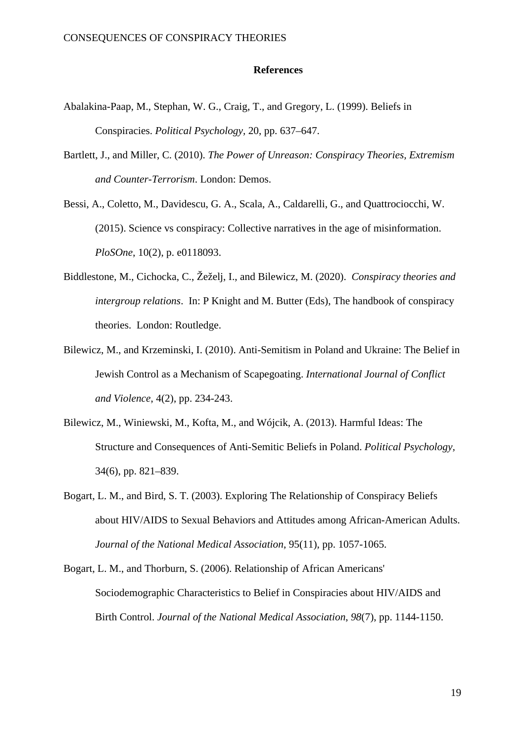## References

Abalakina-Paap, M., Stephan, W. G., Craig, T., and Gregory, L. (1999). Beliefs in Conspiracies. *Political Psychology*, 20, pp. 637–647.

Bartlett, J., and Miller, C. (2010). *The Power of Unreason: Conspiracy Theories, Extremism and Counter-Terrorism*. London: Demos.

Bessi, A., Coletto, M., Davidescu, G. A., Scala, A., Caldarelli, G., and Quattrociocchi, W. (2015). Science vs conspiracy: Collective narratives in the age of misinformation. *PloSOne*, 10(2), p. e0118093.

Biddlestone, M., Cichocka, C., Žeželj, I., and Bilewicz, M. (2020). *Conspiracy theories and intergroup relations*. In: P Knight and M. Butter (Eds), The handbook of conspiracy theories. London: Routledge.

Bilewicz, M., and Krzeminski, I. (2010). Anti-Semitism in Poland and Ukraine: The Belief in Jewish Control as a Mechanism of Scapegoating. *International Journal of Conflict and Violence*, 4(2), pp. 234-243.

Bilewicz, M., Winiewski, M., Kofta, M., and Wójcik, A. (2013). Harmful Ideas: The Structure and Consequences of Anti-Semitic Beliefs in Poland. *Political Psychology*, 34(6), pp. 821–839.

Bogart, L. M., and Bird, S. T. (2003). Exploring The Relationship of Conspiracy Beliefs about HIV/AIDS to Sexual Behaviors and Attitudes among African-American Adults. *Journal of the National Medical Association*, 95(11), pp. 1057-1065.

Bogart, L. M., and Thorburn, S. (2006). Relationship of African Americans' Sociodemographic Characteristics to Belief in Conspiracies about HIV/AIDS and Birth Control. *Journal of the National Medical Association*, *98*(7), pp. 1144-1150.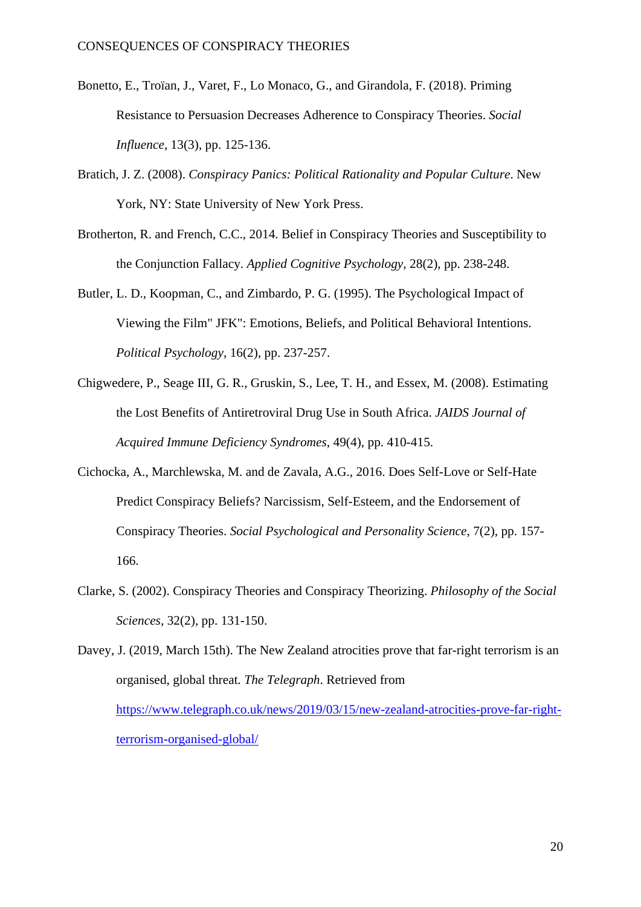Bonetto, E., Troïan, J., Varet, F., Lo Monaco, G., and Girandola, F. (2018). Priming Resistance to Persuasion Decreases Adherence to Conspiracy Theories. *Social Influence*, 13(3), pp. 125-136.

Bratich, J. Z. (2008). *Conspiracy Panics: Political Rationality and Popular Culture*. New York, NY: State University of New York Press.

Brotherton, R. and French, C.C., 2014. Belief in Conspiracy Theories and Susceptibility to the Conjunction Fallacy. *Applied Cognitive Psychology*, 28(2), pp. 238-248.

Butler, L. D., Koopman, C., and Zimbardo, P. G. (1995). The Psychological Impact of Viewing the Film" JFK": Emotions, Beliefs, and Political Behavioral Intentions. *Political Psychology*, 16(2), pp. 237-257.

Chigwedere, P., Seage III, G. R., Gruskin, S., Lee, T. H., and Essex, M. (2008). Estimating the Lost Benefits of Antiretroviral Drug Use in South Africa. *JAIDS Journal of Acquired Immune Deficiency Syndromes*, 49(4), pp. 410-415.

Cichocka, A., Marchlewska, M. and de Zavala, A.G., 2016. Does Self-Love or Self-Hate Predict Conspiracy Beliefs? Narcissism, Self-Esteem, and the Endorsement of Conspiracy Theories. *Social Psychological and Personality Science*, 7(2), pp. 157-166.

Clarke, S. (2002). Conspiracy Theories and Conspiracy Theorizing. *Philosophy of the Social Sciences*, 32(2), pp. 131-150.

Davey, J. (2019, March 15th). The New Zealand atrocities prove that far-right terrorism is an organised, global threat. *The Telegraph*. Retrieved from https://www.telegraph.co.uk/news/2019/03/15/new-zealand-atrocities-prove-far-right-terrorism-organised-global/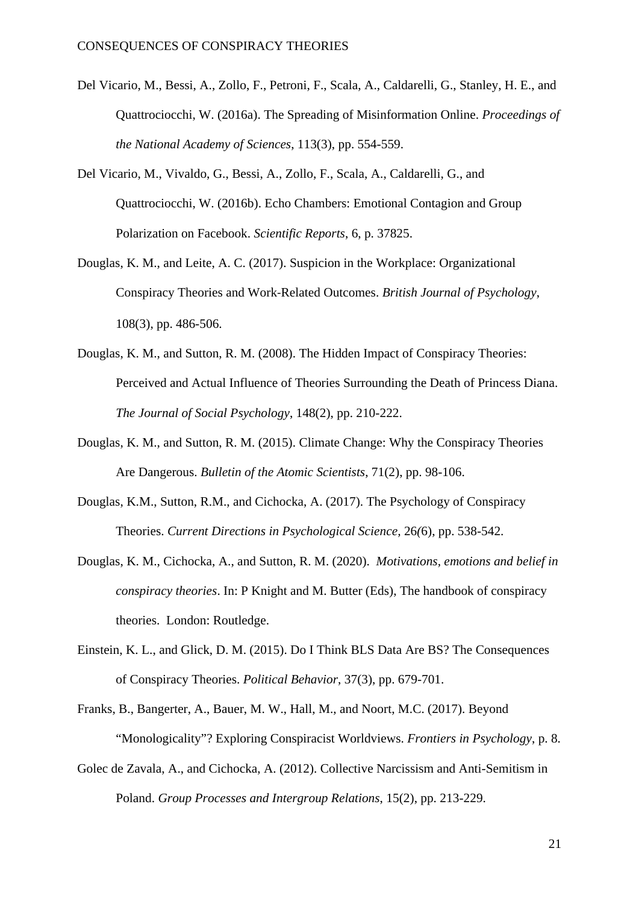Del Vicario, M., Bessi, A., Zollo, F., Petroni, F., Scala, A., Caldarelli, G., Stanley, H. E., and Quattrociocchi, W. (2016a). The Spreading of Misinformation Online. *Proceedings of the National Academy of Sciences*, 113(3), pp. 554-559.

Del Vicario, M., Vivaldo, G., Bessi, A., Zollo, F., Scala, A., Caldarelli, G., and Quattrociocchi, W. (2016b). Echo Chambers: Emotional Contagion and Group Polarization on Facebook. *Scientific Reports*, 6, p. 37825.

Douglas, K. M., and Leite, A. C. (2017). Suspicion in the Workplace: Organizational Conspiracy Theories and Work-Related Outcomes. *British Journal of Psychology*, 108(3), pp. 486-506.

Douglas, K. M., and Sutton, R. M. (2008). The Hidden Impact of Conspiracy Theories: Perceived and Actual Influence of Theories Surrounding the Death of Princess Diana. *The Journal of Social Psychology*, 148(2), pp. 210-222.

Douglas, K. M., and Sutton, R. M. (2015). Climate Change: Why the Conspiracy Theories Are Dangerous. *Bulletin of the Atomic Scientists*, 71(2), pp. 98-106.

Douglas, K.M., Sutton, R.M., and Cichocka, A. (2017). The Psychology of Conspiracy Theories. *Current Directions in Psychological Science*, 26(6), pp. 538-542.

Douglas, K. M., Cichocka, A., and Sutton, R. M. (2020). *Motivations, emotions and belief in conspiracy theories*. In: P Knight and M. Butter (Eds), The handbook of conspiracy theories. London: Routledge.

Einstein, K. L., and Glick, D. M. (2015). Do I Think BLS Data Are BS? The Consequences of Conspiracy Theories. *Political Behavior*, 37(3), pp. 679-701.

Franks, B., Bangerter, A., Bauer, M. W., Hall, M., and Noort, M.C. (2017). Beyond "Monologicality"? Exploring Conspiracist Worldviews. *Frontiers in Psychology*, p. 8.

Golec de Zavala, A., and Cichocka, A. (2012). Collective Narcissism and Anti-Semitism in Poland. *Group Processes and Intergroup Relations*, 15(2), pp. 213-229.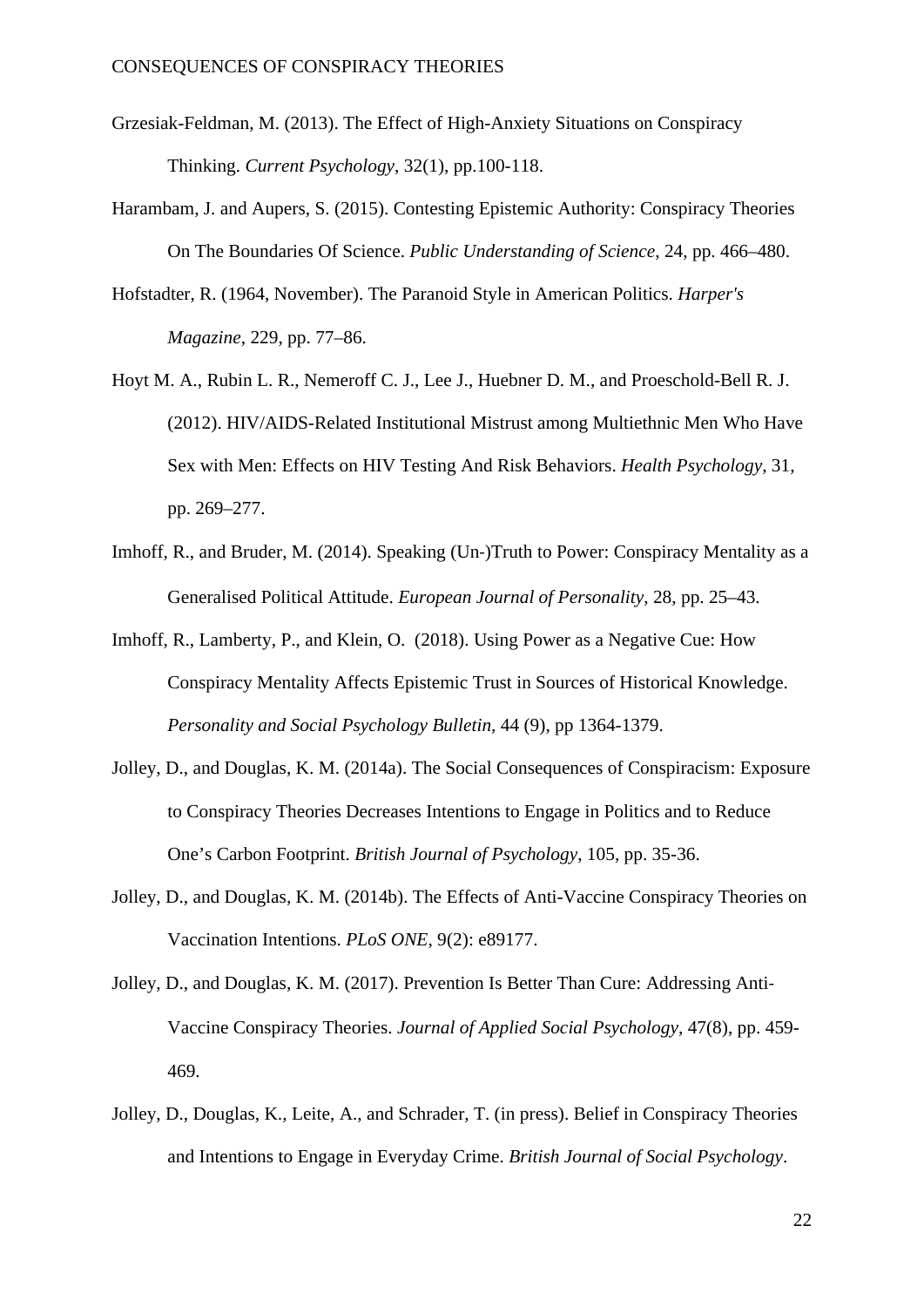Grzesiak-Feldman, M. (2013). The Effect of High-Anxiety Situations on Conspiracy Thinking. *Current Psychology*, 32(1), pp.100-118.

Harambam, J. and Aupers, S. (2015). Contesting Epistemic Authority: Conspiracy Theories On The Boundaries Of Science. *Public Understanding of Science*, 24, pp. 466–480.

Hofstadter, R. (1964, November). The Paranoid Style in American Politics. *Harper's Magazine*, 229, pp. 77–86.

Hoyt M. A., Rubin L. R., Nemeroff C. J., Lee J., Huebner D. M., and Proeschold-Bell R. J. (2012). HIV/AIDS-Related Institutional Mistrust among Multiethnic Men Who Have Sex with Men: Effects on HIV Testing And Risk Behaviors. *Health Psychology*, 31, pp. 269–277.

Imhoff, R., and Bruder, M. (2014). Speaking (Un-)Truth to Power: Conspiracy Mentality as a Generalised Political Attitude. *European Journal of Personality*, 28, pp. 25–43.

Imhoff, R., Lamberty, P., and Klein, O. (2018). Using Power as a Negative Cue: How Conspiracy Mentality Affects Epistemic Trust in Sources of Historical Knowledge. *Personality and Social Psychology Bulletin*, 44 (9), pp 1364-1379.

Jolley, D., and Douglas, K. M. (2014a). The Social Consequences of Conspiracism: Exposure to Conspiracy Theories Decreases Intentions to Engage in Politics and to Reduce One's Carbon Footprint. *British Journal of Psychology*, 105, pp. 35-36.

Jolley, D., and Douglas, K. M. (2014b). The Effects of Anti-Vaccine Conspiracy Theories on Vaccination Intentions. *PLoS ONE*, 9(2): e89177.

Jolley, D., and Douglas, K. M. (2017). Prevention Is Better Than Cure: Addressing Anti-Vaccine Conspiracy Theories. *Journal of Applied Social Psychology*, 47(8), pp. 459-469.

Jolley, D., Douglas, K., Leite, A., and Schrader, T. (in press). Belief in Conspiracy Theories and Intentions to Engage in Everyday Crime. *British Journal of Social Psychology*.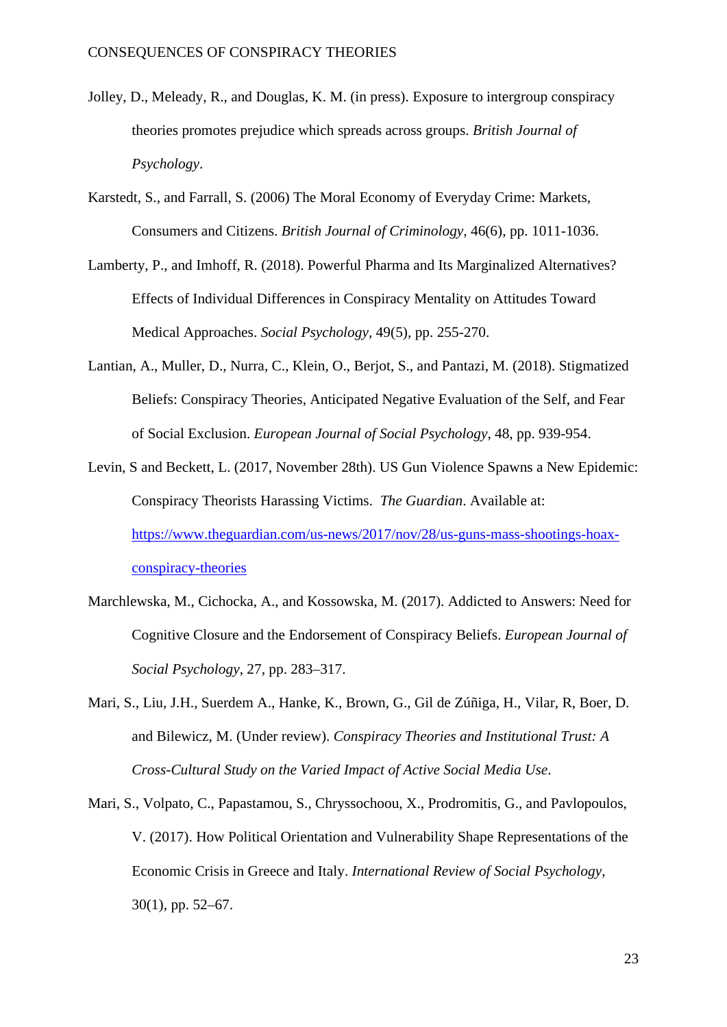Jolley, D., Meleady, R., and Douglas, K. M. (in press). Exposure to intergroup conspiracy theories promotes prejudice which spreads across groups. *British Journal of Psychology*.

Karstedt, S., and Farrall, S. (2006) The Moral Economy of Everyday Crime: Markets, Consumers and Citizens. *British Journal of Criminology*, 46(6), pp. 1011-1036.

Lamberty, P., and Imhoff, R. (2018). Powerful Pharma and Its Marginalized Alternatives? Effects of Individual Differences in Conspiracy Mentality on Attitudes Toward Medical Approaches. *Social Psychology*, 49(5), pp. 255-270.

Lantian, A., Muller, D., Nurra, C., Klein, O., Berjot, S., and Pantazi, M. (2018). Stigmatized Beliefs: Conspiracy Theories, Anticipated Negative Evaluation of the Self, and Fear of Social Exclusion. *European Journal of Social Psychology*, 48, pp. 939-954.

Levin, S and Beckett, L. (2017, November 28th). US Gun Violence Spawns a New Epidemic: Conspiracy Theorists Harassing Victims. *The Guardian*. Available at: https://www.theguardian.com/us-news/2017/nov/28/us-guns-mass-shootings-hoax-conspiracy-theories

Marchlewska, M., Cichocka, A., and Kossowska, M. (2017). Addicted to Answers: Need for Cognitive Closure and the Endorsement of Conspiracy Beliefs. *European Journal of Social Psychology*, 27, pp. 283–317.

Mari, S., Liu, J.H., Suerdem A., Hanke, K., Brown, G., Gil de Zúñiga, H., Vilar, R, Boer, D. and Bilewicz, M. (Under review). *Conspiracy Theories and Institutional Trust: A Cross-Cultural Study on the Varied Impact of Active Social Media Use*.

Mari, S., Volpato, C., Papastamou, S., Chryssochoou, X., Prodromitis, G., and Pavlopoulos, V. (2017). How Political Orientation and Vulnerability Shape Representations of the Economic Crisis in Greece and Italy. *International Review of Social Psychology*, 30(1), pp. 52–67.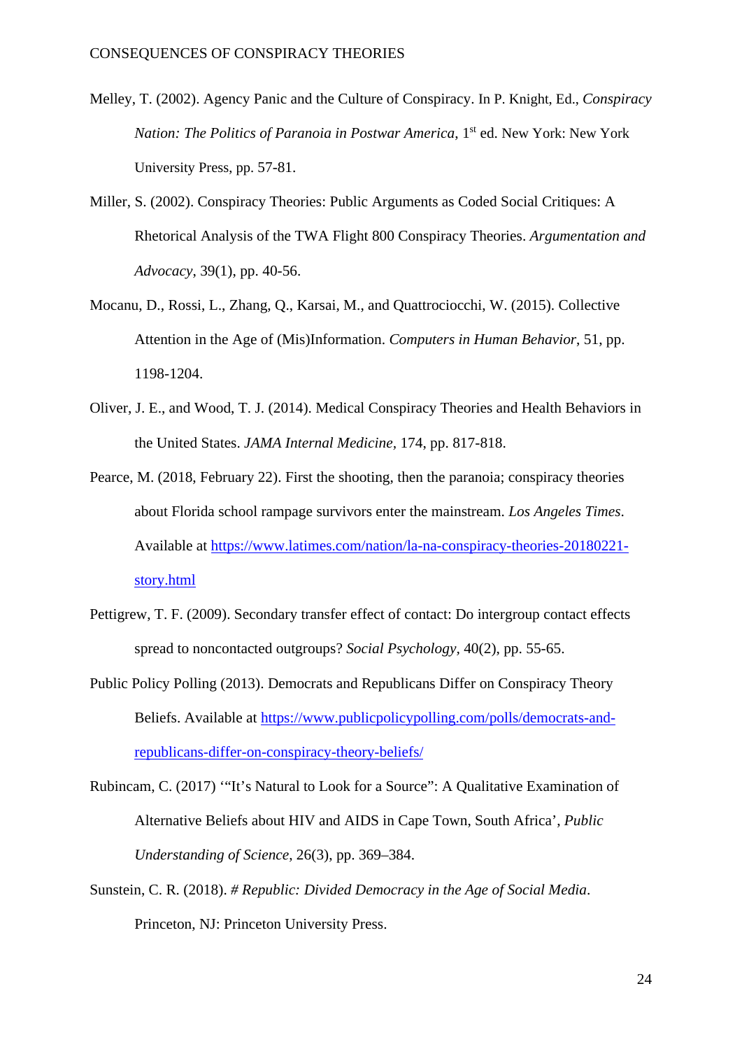Melley, T. (2002). Agency Panic and the Culture of Conspiracy. In P. Knight, Ed., *Conspiracy Nation: The Politics of Paranoia in Postwar America*, 1st ed. New York: New York University Press, pp. 57-81.

Miller, S. (2002). Conspiracy Theories: Public Arguments as Coded Social Critiques: A Rhetorical Analysis of the TWA Flight 800 Conspiracy Theories. *Argumentation and Advocacy*, 39(1), pp. 40-56.

Mocanu, D., Rossi, L., Zhang, Q., Karsai, M., and Quattrociocchi, W. (2015). Collective Attention in the Age of (Mis)Information. *Computers in Human Behavior*, 51, pp. 1198-1204.

Oliver, J. E., and Wood, T. J. (2014). Medical Conspiracy Theories and Health Behaviors in the United States. *JAMA Internal Medicine*, 174, pp. 817-818.

Pearce, M. (2018, February 22). First the shooting, then the paranoia; conspiracy theories about Florida school rampage survivors enter the mainstream. *Los Angeles Times*. Available at https://www.latimes.com/nation/la-na-conspiracy-theories-20180221-story.html

Pettigrew, T. F. (2009). Secondary transfer effect of contact: Do intergroup contact effects spread to noncontacted outgroups? *Social Psychology*, 40(2), pp. 55-65.

Public Policy Polling (2013). Democrats and Republicans Differ on Conspiracy Theory Beliefs. Available at https://www.publicpolicypolling.com/polls/democrats-and-republicans-differ-on-conspiracy-theory-beliefs/

Rubincam, C. (2017) '"It's Natural to Look for a Source": A Qualitative Examination of Alternative Beliefs about HIV and AIDS in Cape Town, South Africa', *Public Understanding of Science*, 26(3), pp. 369–384.

Sunstein, C. R. (2018). *# Republic: Divided Democracy in the Age of Social Media*. Princeton, NJ: Princeton University Press.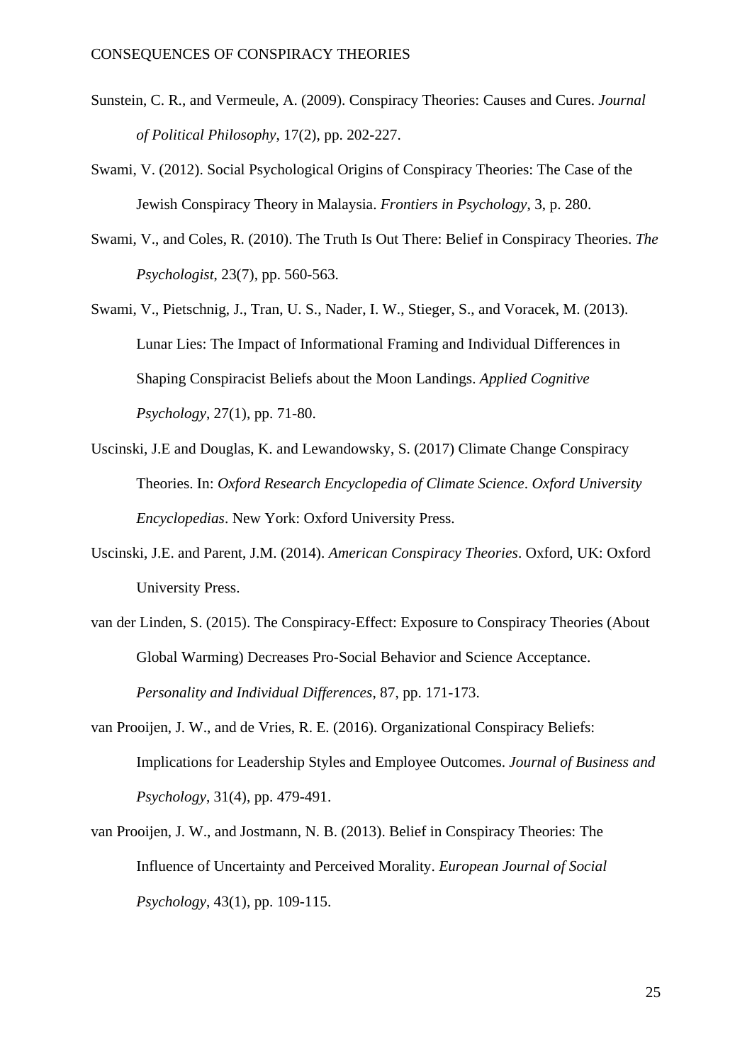Sunstein, C. R., and Vermeule, A. (2009). Conspiracy Theories: Causes and Cures. *Journal of Political Philosophy*, 17(2), pp. 202-227.

Swami, V. (2012). Social Psychological Origins of Conspiracy Theories: The Case of the Jewish Conspiracy Theory in Malaysia. *Frontiers in Psychology*, 3, p. 280.

Swami, V., and Coles, R. (2010). The Truth Is Out There: Belief in Conspiracy Theories. *The Psychologist*, 23(7), pp. 560-563.

Swami, V., Pietschnig, J., Tran, U. S., Nader, I. W., Stieger, S., and Voracek, M. (2013). Lunar Lies: The Impact of Informational Framing and Individual Differences in Shaping Conspiracist Beliefs about the Moon Landings. *Applied Cognitive Psychology*, 27(1), pp. 71-80.

Uscinski, J.E and Douglas, K. and Lewandowsky, S. (2017) Climate Change Conspiracy Theories. In: *Oxford Research Encyclopedia of Climate Science*. *Oxford University Encyclopedias*. New York: Oxford University Press.

Uscinski, J.E. and Parent, J.M. (2014). *American Conspiracy Theories*. Oxford, UK: Oxford University Press.

van der Linden, S. (2015). The Conspiracy-Effect: Exposure to Conspiracy Theories (About Global Warming) Decreases Pro-Social Behavior and Science Acceptance. *Personality and Individual Differences*, 87, pp. 171-173.

van Prooijen, J. W., and de Vries, R. E. (2016). Organizational Conspiracy Beliefs: Implications for Leadership Styles and Employee Outcomes. *Journal of Business and Psychology*, 31(4), pp. 479-491.

van Prooijen, J. W., and Jostmann, N. B. (2013). Belief in Conspiracy Theories: The Influence of Uncertainty and Perceived Morality. *European Journal of Social Psychology*, 43(1), pp. 109-115.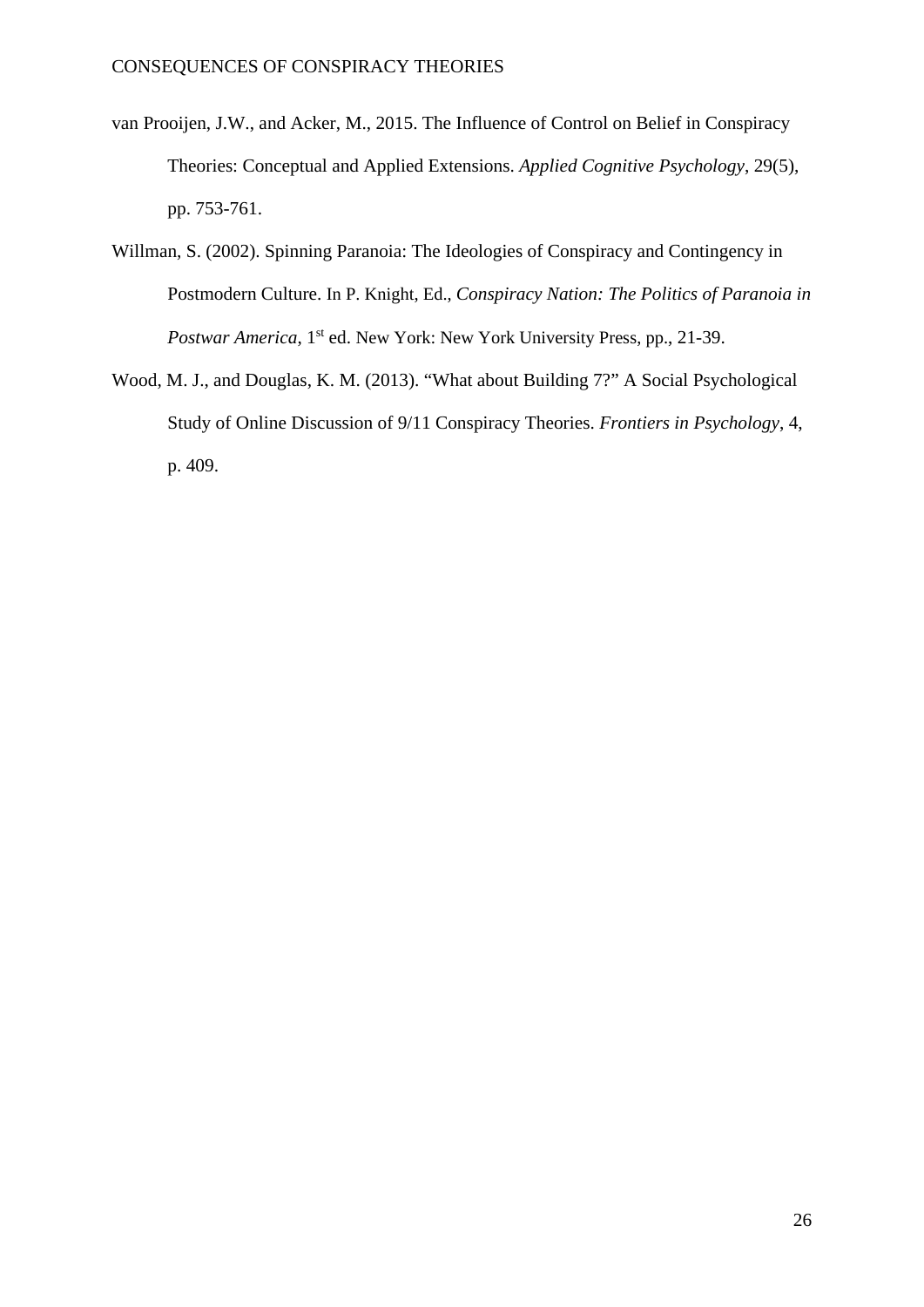van Prooijen, J.W., and Acker, M., 2015. The Influence of Control on Belief in Conspiracy Theories: Conceptual and Applied Extensions. *Applied Cognitive Psychology*, 29(5), pp. 753-761.

Willman, S. (2002). Spinning Paranoia: The Ideologies of Conspiracy and Contingency in Postmodern Culture. In P. Knight, Ed., *Conspiracy Nation: The Politics of Paranoia in Postwar America*, 1st ed. New York: New York University Press, pp., 21-39.

Wood, M. J., and Douglas, K. M. (2013). "What about Building 7?" A Social Psychological Study of Online Discussion of 9/11 Conspiracy Theories. *Frontiers in Psychology*, 4, p. 409.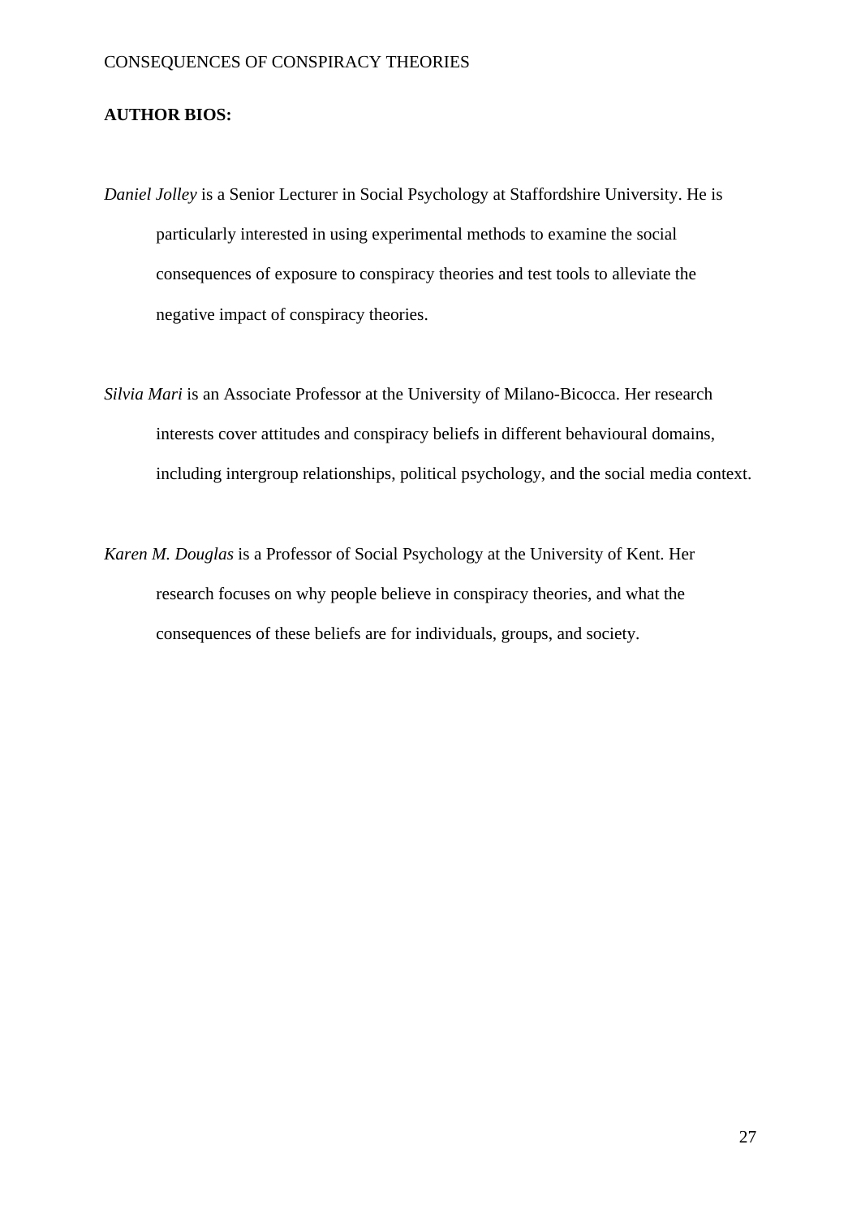**AUTHOR BIOS:**

*Daniel Jolley* is a Senior Lecturer in Social Psychology at Staffordshire University. He is particularly interested in using experimental methods to examine the social consequences of exposure to conspiracy theories and test tools to alleviate the negative impact of conspiracy theories.

*Silvia Mari* is an Associate Professor at the University of Milano-Bicocca. Her research interests cover attitudes and conspiracy beliefs in different behavioural domains, including intergroup relationships, political psychology, and the social media context.

*Karen M. Douglas* is a Professor of Social Psychology at the University of Kent. Her research focuses on why people believe in conspiracy theories, and what the consequences of these beliefs are for individuals, groups, and society.